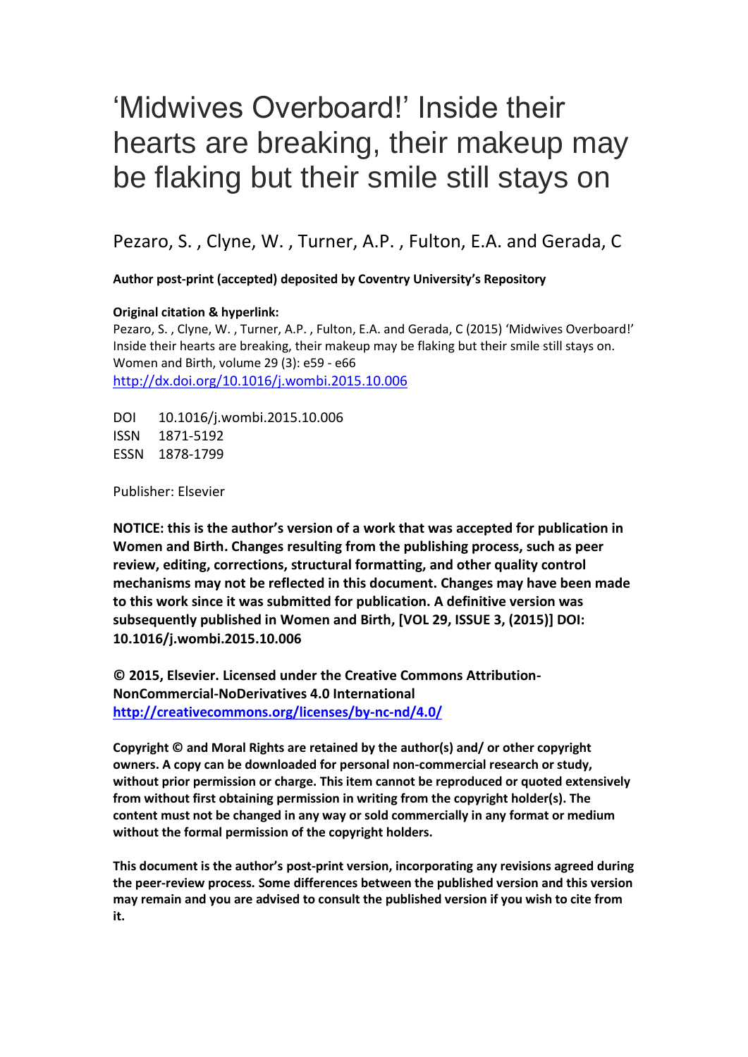# 'Midwives Overboard!' Inside their hearts are breaking, their makeup may be flaking but their smile still stays on

Pezaro, S. , Clyne, W. , Turner, A.P. , Fulton, E.A. and Gerada, C

**Author post-print (accepted) deposited by Coventry University's Repository**

**Original citation & hyperlink:**

Pezaro, S. , Clyne, W. , Turner, A.P. , Fulton, E.A. and Gerada, C (2015) 'Midwives Overboard!' Inside their hearts are breaking, their makeup may be flaking but their smile still stays on. Women and Birth, volume 29 (3): e59 - e66

http://dx.doi.org/10.1016/j.wombi.2015.10.006

DOI 10.1016/j.wombi.2015.10.006
ISSN 1871-5192
ESSN 1878-1799

Publisher: Elsevier

**NOTICE: this is the author's version of a work that was accepted for publication in Women and Birth. Changes resulting from the publishing process, such as peer review, editing, corrections, structural formatting, and other quality control mechanisms may not be reflected in this document. Changes may have been made to this work since it was submitted for publication. A definitive version was subsequently published in Women and Birth, [VOL 29, ISSUE 3, (2015)] DOI: 10.1016/j.wombi.2015.10.006**

**© 2015, Elsevier. Licensed under the Creative Commons Attribution-NonCommercial-NoDerivatives 4.0 International http://creativecommons.org/licenses/by-nc-nd/4.0/**

**Copyright © and Moral Rights are retained by the author(s) and/ or other copyright owners. A copy can be downloaded for personal non-commercial research or study, without prior permission or charge. This item cannot be reproduced or quoted extensively from without first obtaining permission in writing from the copyright holder(s). The content must not be changed in any way or sold commercially in any format or medium without the formal permission of the copyright holders.**

**This document is the author's post-print version, incorporating any revisions agreed during the peer-review process. Some differences between the published version and this version may remain and you are advised to consult the published version if you wish to cite from it.**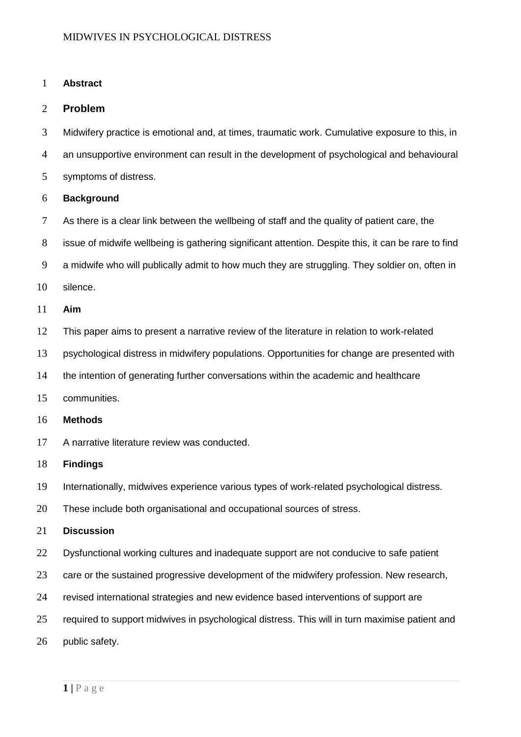## Abstract

### Problem

Midwifery practice is emotional and, at times, traumatic work. Cumulative exposure to this, in an unsupportive environment can result in the development of psychological and behavioural symptoms of distress.

### Background

As there is a clear link between the wellbeing of staff and the quality of patient care, the issue of midwife wellbeing is gathering significant attention. Despite this, it can be rare to find a midwife who will publically admit to how much they are struggling. They soldier on, often in silence.

### Aim

This paper aims to present a narrative review of the literature in relation to work-related psychological distress in midwifery populations. Opportunities for change are presented with the intention of generating further conversations within the academic and healthcare communities.

### Methods

A narrative literature review was conducted.

### Findings

Internationally, midwives experience various types of work-related psychological distress. These include both organisational and occupational sources of stress.

### Discussion

Dysfunctional working cultures and inadequate support are not conducive to safe patient care or the sustained progressive development of the midwifery profession. New research, revised international strategies and new evidence based interventions of support are required to support midwives in psychological distress. This will in turn maximise patient and public safety.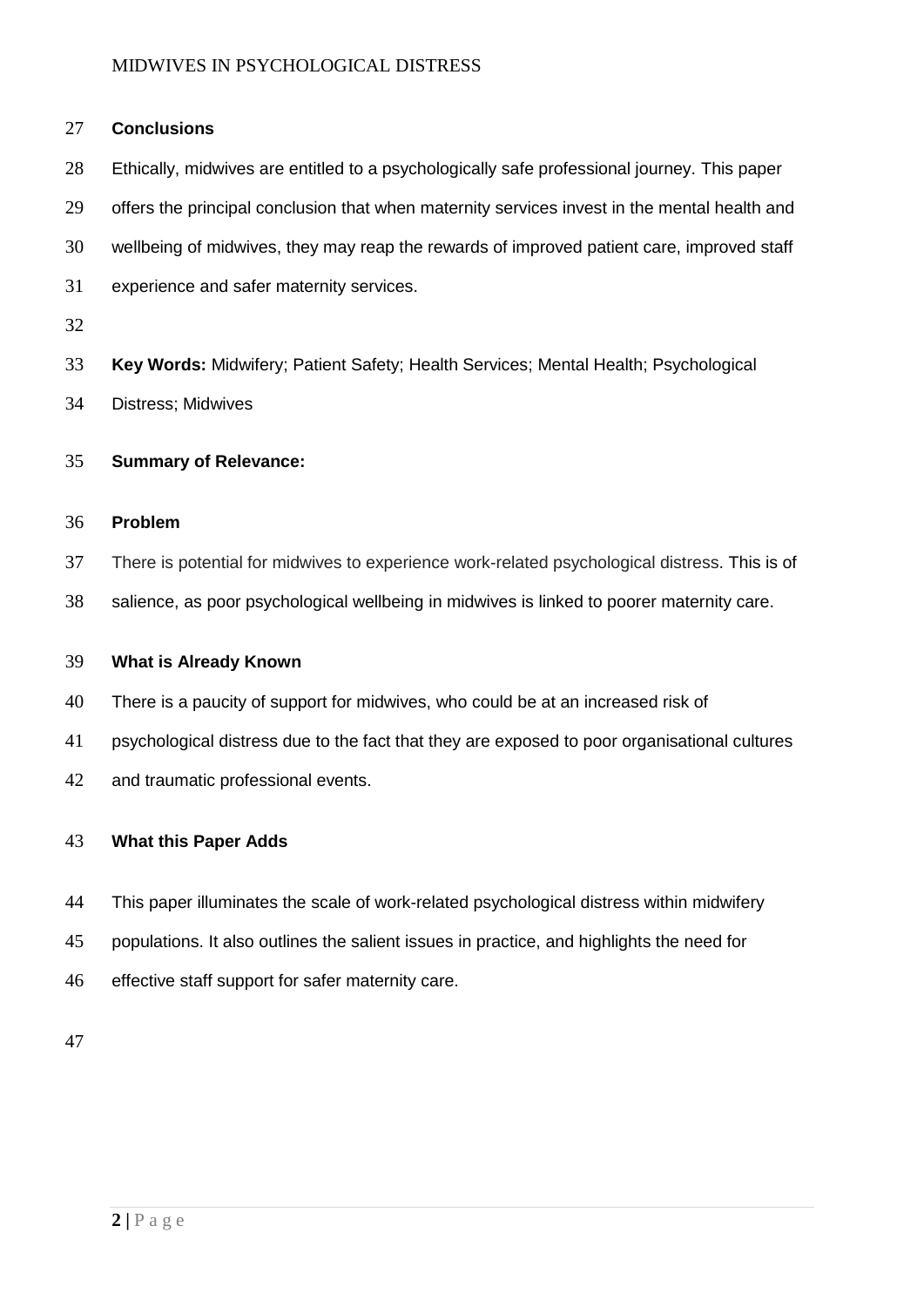**Conclusions**

Ethically, midwives are entitled to a psychologically safe professional journey. This paper offers the principal conclusion that when maternity services invest in the mental health and wellbeing of midwives, they may reap the rewards of improved patient care, improved staff experience and safer maternity services.

**Key Words:** Midwifery; Patient Safety; Health Services; Mental Health; Psychological Distress; Midwives

**Summary of Relevance:**

**Problem**

There is potential for midwives to experience work-related psychological distress. This is of salience, as poor psychological wellbeing in midwives is linked to poorer maternity care.

**What is Already Known**

There is a paucity of support for midwives, who could be at an increased risk of psychological distress due to the fact that they are exposed to poor organisational cultures and traumatic professional events.

**What this Paper Adds**

This paper illuminates the scale of work-related psychological distress within midwifery populations. It also outlines the salient issues in practice, and highlights the need for effective staff support for safer maternity care.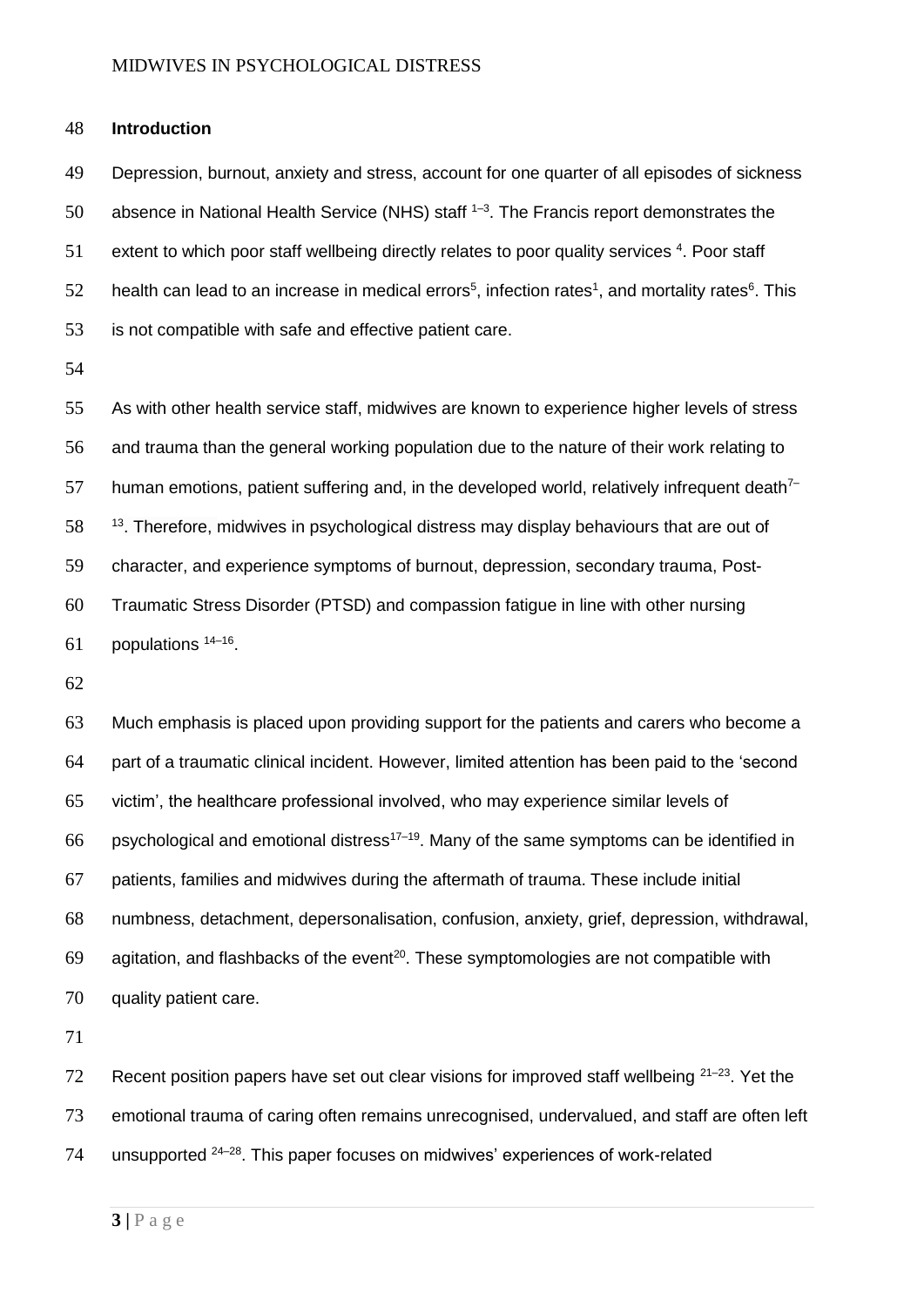## Introduction

Depression, burnout, anxiety and stress, account for one quarter of all episodes of sickness absence in National Health Service (NHS) staff [1–3]. The Francis report demonstrates the extent to which poor staff wellbeing directly relates to poor quality services [4]. Poor staff health can lead to an increase in medical errors[5], infection rates[1], and mortality rates[6]. This is not compatible with safe and effective patient care.

As with other health service staff, midwives are known to experience higher levels of stress and trauma than the general working population due to the nature of their work relating to human emotions, patient suffering and, in the developed world, relatively infrequent death[7–13]. Therefore, midwives in psychological distress may display behaviours that are out of character, and experience symptoms of burnout, depression, secondary trauma, Post-Traumatic Stress Disorder (PTSD) and compassion fatigue in line with other nursing populations [14–16].

Much emphasis is placed upon providing support for the patients and carers who become a part of a traumatic clinical incident. However, limited attention has been paid to the 'second victim', the healthcare professional involved, who may experience similar levels of psychological and emotional distress[17–19]. Many of the same symptoms can be identified in patients, families and midwives during the aftermath of trauma. These include initial numbness, detachment, depersonalisation, confusion, anxiety, grief, depression, withdrawal, agitation, and flashbacks of the event[20]. These symptomologies are not compatible with quality patient care.

Recent position papers have set out clear visions for improved staff wellbeing [21–23]. Yet the emotional trauma of caring often remains unrecognised, undervalued, and staff are often left unsupported [24–28]. This paper focuses on midwives' experiences of work-related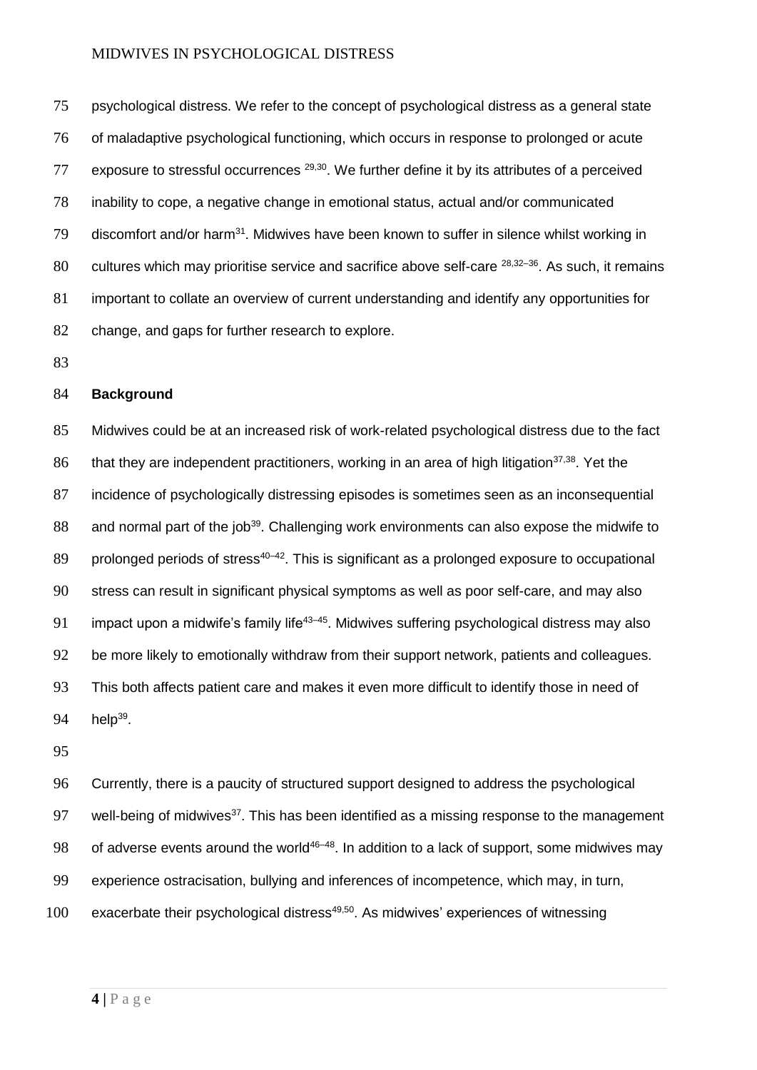psychological distress. We refer to the concept of psychological distress as a general state of maladaptive psychological functioning, which occurs in response to prolonged or acute exposure to stressful occurrences [29,30]. We further define it by its attributes of a perceived inability to cope, a negative change in emotional status, actual and/or communicated discomfort and/or harm[31]. Midwives have been known to suffer in silence whilst working in cultures which may prioritise service and sacrifice above self-care [28,32–36]. As such, it remains important to collate an overview of current understanding and identify any opportunities for change, and gaps for further research to explore.

## Background

Midwives could be at an increased risk of work-related psychological distress due to the fact that they are independent practitioners, working in an area of high litigation[37,38]. Yet the incidence of psychologically distressing episodes is sometimes seen as an inconsequential and normal part of the job[39]. Challenging work environments can also expose the midwife to prolonged periods of stress[40–42]. This is significant as a prolonged exposure to occupational stress can result in significant physical symptoms as well as poor self-care, and may also impact upon a midwife's family life[43–45]. Midwives suffering psychological distress may also be more likely to emotionally withdraw from their support network, patients and colleagues. This both affects patient care and makes it even more difficult to identify those in need of help[39].

Currently, there is a paucity of structured support designed to address the psychological well-being of midwives[37]. This has been identified as a missing response to the management of adverse events around the world[46–48]. In addition to a lack of support, some midwives may experience ostracisation, bullying and inferences of incompetence, which may, in turn, exacerbate their psychological distress[49,50]. As midwives' experiences of witnessing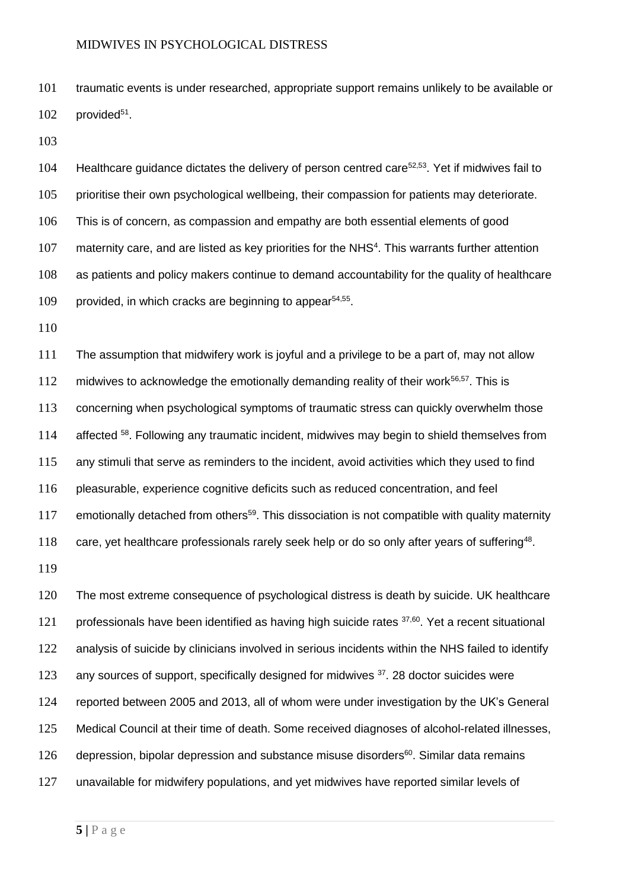traumatic events is under researched, appropriate support remains unlikely to be available or provided[51].

Healthcare guidance dictates the delivery of person centred care[52,53]. Yet if midwives fail to prioritise their own psychological wellbeing, their compassion for patients may deteriorate. This is of concern, as compassion and empathy are both essential elements of good maternity care, and are listed as key priorities for the NHS[4]. This warrants further attention as patients and policy makers continue to demand accountability for the quality of healthcare provided, in which cracks are beginning to appear[54,55].

The assumption that midwifery work is joyful and a privilege to be a part of, may not allow midwives to acknowledge the emotionally demanding reality of their work[56,57]. This is concerning when psychological symptoms of traumatic stress can quickly overwhelm those affected [58]. Following any traumatic incident, midwives may begin to shield themselves from any stimuli that serve as reminders to the incident, avoid activities which they used to find pleasurable, experience cognitive deficits such as reduced concentration, and feel emotionally detached from others[59]. This dissociation is not compatible with quality maternity care, yet healthcare professionals rarely seek help or do so only after years of suffering[48].

The most extreme consequence of psychological distress is death by suicide. UK healthcare professionals have been identified as having high suicide rates [37,60]. Yet a recent situational analysis of suicide by clinicians involved in serious incidents within the NHS failed to identify any sources of support, specifically designed for midwives [37]. 28 doctor suicides were reported between 2005 and 2013, all of whom were under investigation by the UK's General Medical Council at their time of death. Some received diagnoses of alcohol-related illnesses, depression, bipolar depression and substance misuse disorders[60]. Similar data remains unavailable for midwifery populations, and yet midwives have reported similar levels of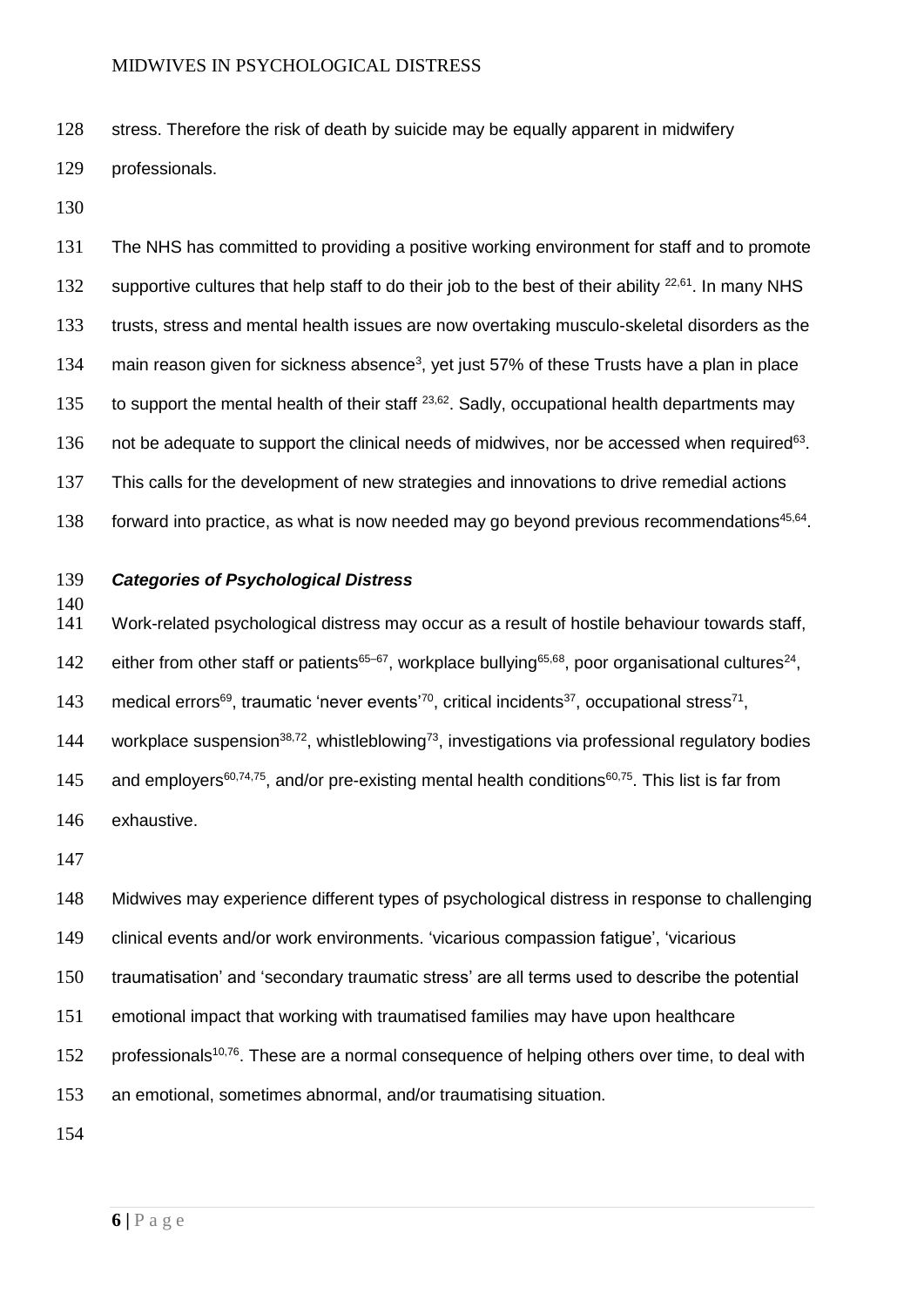stress. Therefore the risk of death by suicide may be equally apparent in midwifery professionals.

The NHS has committed to providing a positive working environment for staff and to promote supportive cultures that help staff to do their job to the best of their ability [22,61]. In many NHS trusts, stress and mental health issues are now overtaking musculo-skeletal disorders as the main reason given for sickness absence[3], yet just 57% of these Trusts have a plan in place to support the mental health of their staff [23,62]. Sadly, occupational health departments may not be adequate to support the clinical needs of midwives, nor be accessed when required[63]. This calls for the development of new strategies and innovations to drive remedial actions forward into practice, as what is now needed may go beyond previous recommendations[45,64].

### ***Categories of Psychological Distress***

Work-related psychological distress may occur as a result of hostile behaviour towards staff, either from other staff or patients[65–67], workplace bullying[65,68], poor organisational cultures[24], medical errors[69], traumatic 'never events'[70], critical incidents[37], occupational stress[71], workplace suspension[38,72], whistleblowing[73], investigations via professional regulatory bodies and employers[60,74,75], and/or pre-existing mental health conditions[60,75]. This list is far from exhaustive.

Midwives may experience different types of psychological distress in response to challenging clinical events and/or work environments. 'vicarious compassion fatigue', 'vicarious traumatisation' and 'secondary traumatic stress' are all terms used to describe the potential emotional impact that working with traumatised families may have upon healthcare professionals[10,76]. These are a normal consequence of helping others over time, to deal with an emotional, sometimes abnormal, and/or traumatising situation.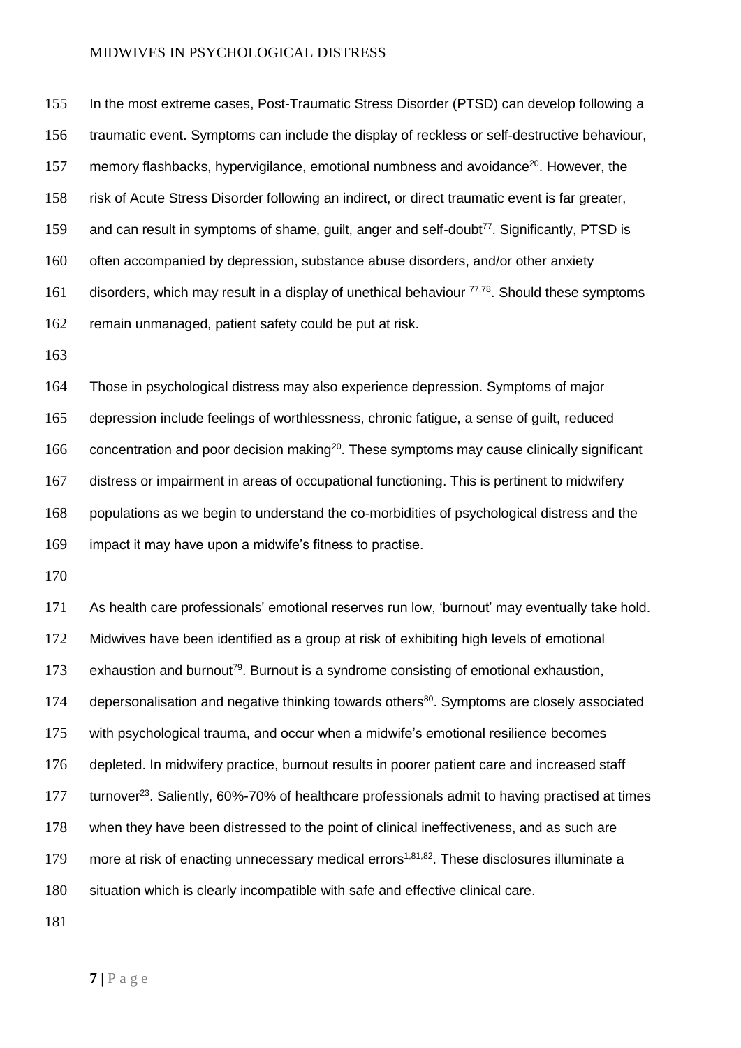In the most extreme cases, Post-Traumatic Stress Disorder (PTSD) can develop following a traumatic event. Symptoms can include the display of reckless or self-destructive behaviour, memory flashbacks, hypervigilance, emotional numbness and avoidance[20]. However, the risk of Acute Stress Disorder following an indirect, or direct traumatic event is far greater, and can result in symptoms of shame, guilt, anger and self-doubt[77]. Significantly, PTSD is often accompanied by depression, substance abuse disorders, and/or other anxiety disorders, which may result in a display of unethical behaviour [77,78]. Should these symptoms remain unmanaged, patient safety could be put at risk.

Those in psychological distress may also experience depression. Symptoms of major depression include feelings of worthlessness, chronic fatigue, a sense of guilt, reduced concentration and poor decision making[20]. These symptoms may cause clinically significant distress or impairment in areas of occupational functioning. This is pertinent to midwifery populations as we begin to understand the co-morbidities of psychological distress and the impact it may have upon a midwife's fitness to practise.

As health care professionals' emotional reserves run low, 'burnout' may eventually take hold. Midwives have been identified as a group at risk of exhibiting high levels of emotional exhaustion and burnout[79]. Burnout is a syndrome consisting of emotional exhaustion, depersonalisation and negative thinking towards others[80]. Symptoms are closely associated with psychological trauma, and occur when a midwife's emotional resilience becomes depleted. In midwifery practice, burnout results in poorer patient care and increased staff turnover[23]. Saliently, 60%-70% of healthcare professionals admit to having practised at times when they have been distressed to the point of clinical ineffectiveness, and as such are more at risk of enacting unnecessary medical errors[1,81,82]. These disclosures illuminate a situation which is clearly incompatible with safe and effective clinical care.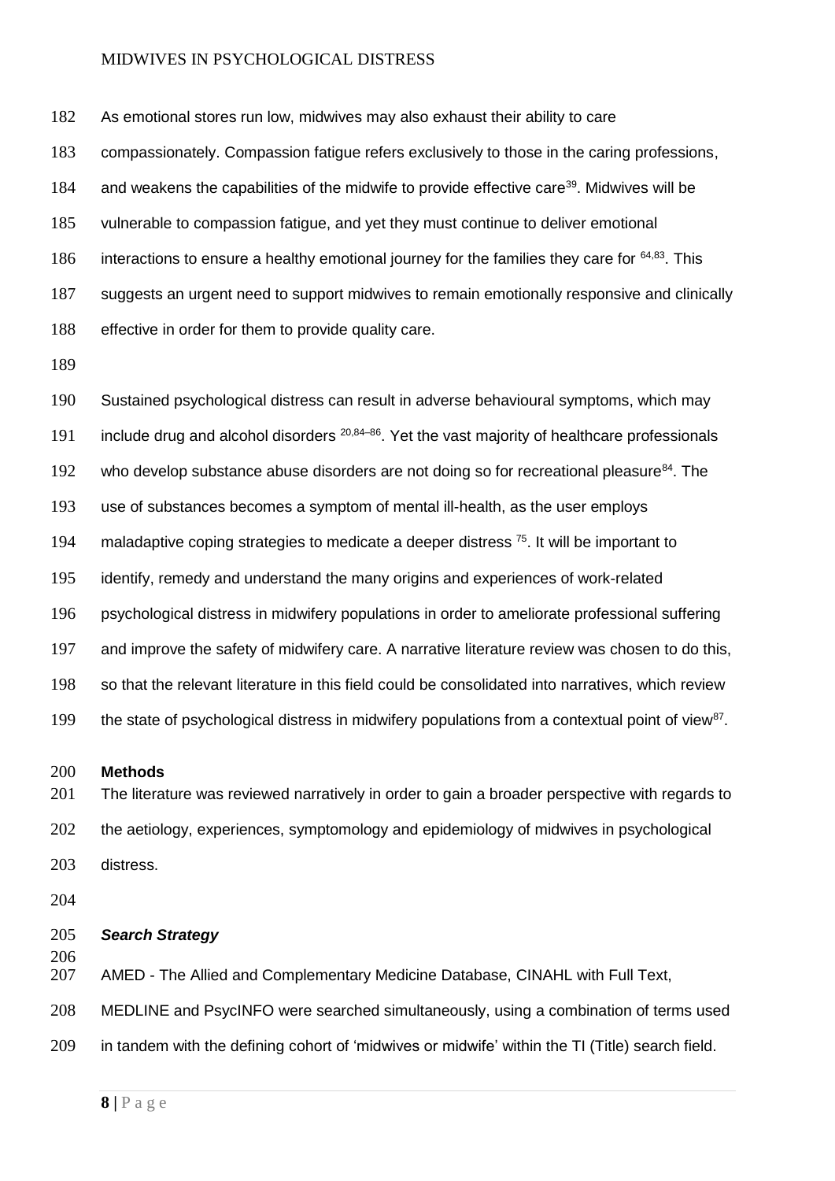As emotional stores run low, midwives may also exhaust their ability to care compassionately. Compassion fatigue refers exclusively to those in the caring professions, and weakens the capabilities of the midwife to provide effective care[39]. Midwives will be vulnerable to compassion fatigue, and yet they must continue to deliver emotional interactions to ensure a healthy emotional journey for the families they care for [64,83]. This suggests an urgent need to support midwives to remain emotionally responsive and clinically effective in order for them to provide quality care.

Sustained psychological distress can result in adverse behavioural symptoms, which may include drug and alcohol disorders [20,84–86]. Yet the vast majority of healthcare professionals who develop substance abuse disorders are not doing so for recreational pleasure[84]. The use of substances becomes a symptom of mental ill-health, as the user employs maladaptive coping strategies to medicate a deeper distress [75]. It will be important to identify, remedy and understand the many origins and experiences of work-related psychological distress in midwifery populations in order to ameliorate professional suffering and improve the safety of midwifery care. A narrative literature review was chosen to do this, so that the relevant literature in this field could be consolidated into narratives, which review the state of psychological distress in midwifery populations from a contextual point of view[87].

## Methods

The literature was reviewed narratively in order to gain a broader perspective with regards to the aetiology, experiences, symptomology and epidemiology of midwives in psychological distress.

### *Search Strategy*

AMED - The Allied and Complementary Medicine Database, CINAHL with Full Text, MEDLINE and PsycINFO were searched simultaneously, using a combination of terms used in tandem with the defining cohort of 'midwives or midwife' within the TI (Title) search field.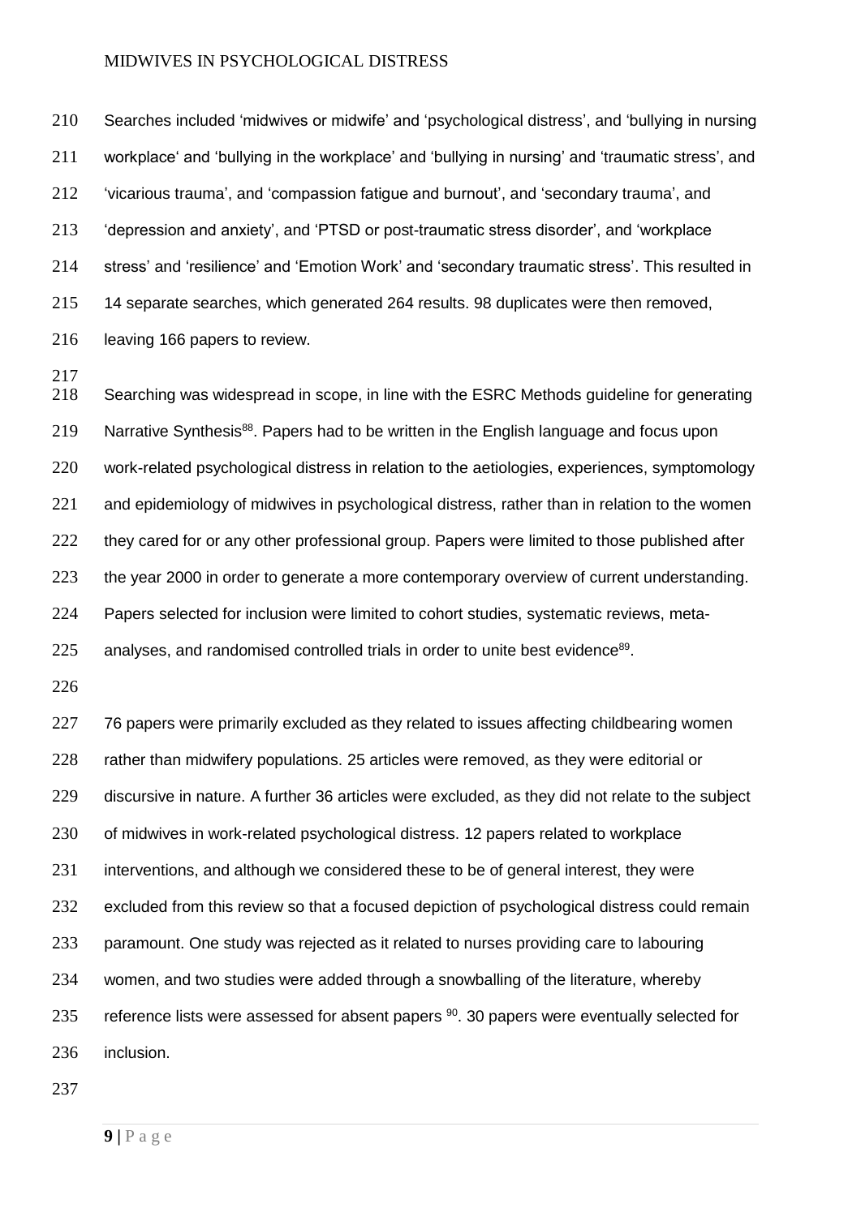Searches included 'midwives or midwife' and 'psychological distress', and 'bullying in nursing workplace' and 'bullying in the workplace' and 'bullying in nursing' and 'traumatic stress', and 'vicarious trauma', and 'compassion fatigue and burnout', and 'secondary trauma', and 'depression and anxiety', and 'PTSD or post-traumatic stress disorder', and 'workplace stress' and 'resilience' and 'Emotion Work' and 'secondary traumatic stress'. This resulted in 14 separate searches, which generated 264 results. 98 duplicates were then removed, leaving 166 papers to review.

Searching was widespread in scope, in line with the ESRC Methods guideline for generating Narrative Synthesis[88]. Papers had to be written in the English language and focus upon work-related psychological distress in relation to the aetiologies, experiences, symptomology and epidemiology of midwives in psychological distress, rather than in relation to the women they cared for or any other professional group. Papers were limited to those published after the year 2000 in order to generate a more contemporary overview of current understanding. Papers selected for inclusion were limited to cohort studies, systematic reviews, meta-analyses, and randomised controlled trials in order to unite best evidence[89].

76 papers were primarily excluded as they related to issues affecting childbearing women rather than midwifery populations. 25 articles were removed, as they were editorial or discursive in nature. A further 36 articles were excluded, as they did not relate to the subject of midwives in work-related psychological distress. 12 papers related to workplace interventions, and although we considered these to be of general interest, they were excluded from this review so that a focused depiction of psychological distress could remain paramount. One study was rejected as it related to nurses providing care to labouring women, and two studies were added through a snowballing of the literature, whereby reference lists were assessed for absent papers [90]. 30 papers were eventually selected for inclusion.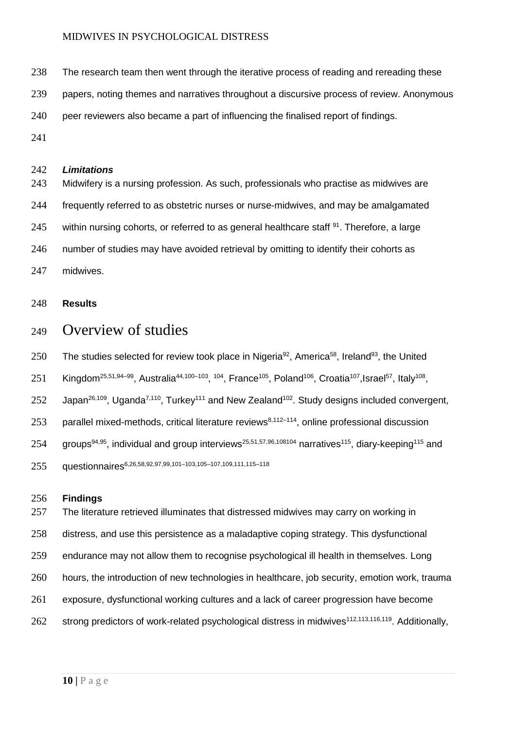The research team then went through the iterative process of reading and rereading these papers, noting themes and narratives throughout a discursive process of review. Anonymous peer reviewers also became a part of influencing the finalised report of findings.

***Limitations***

Midwifery is a nursing profession. As such, professionals who practise as midwives are frequently referred to as obstetric nurses or nurse-midwives, and may be amalgamated within nursing cohorts, or referred to as general healthcare staff [91]. Therefore, a large number of studies may have avoided retrieval by omitting to identify their cohorts as midwives.

**Results**

# Overview of studies

The studies selected for review took place in Nigeria[92], America[58], Ireland[93], the United Kingdom[25,51,94–99], Australia[44,100–103], [104], France[105], Poland[106], Croatia[107],Israel[57], Italy[108], Japan[26,109], Uganda[7,110], Turkey[111] and New Zealand[102]. Study designs included convergent, parallel mixed-methods, critical literature reviews[8,112–114], online professional discussion groups[94,95], individual and group interviews[25,51,57,96,108104] narratives[115], diary-keeping[115] and questionnaires[6,26,58,92,97,99,101–103,105–107,109,111,115–118]

**Findings**

The literature retrieved illuminates that distressed midwives may carry on working in distress, and use this persistence as a maladaptive coping strategy. This dysfunctional endurance may not allow them to recognise psychological ill health in themselves. Long hours, the introduction of new technologies in healthcare, job security, emotion work, trauma exposure, dysfunctional working cultures and a lack of career progression have become strong predictors of work-related psychological distress in midwives[112,113,116,119]. Additionally,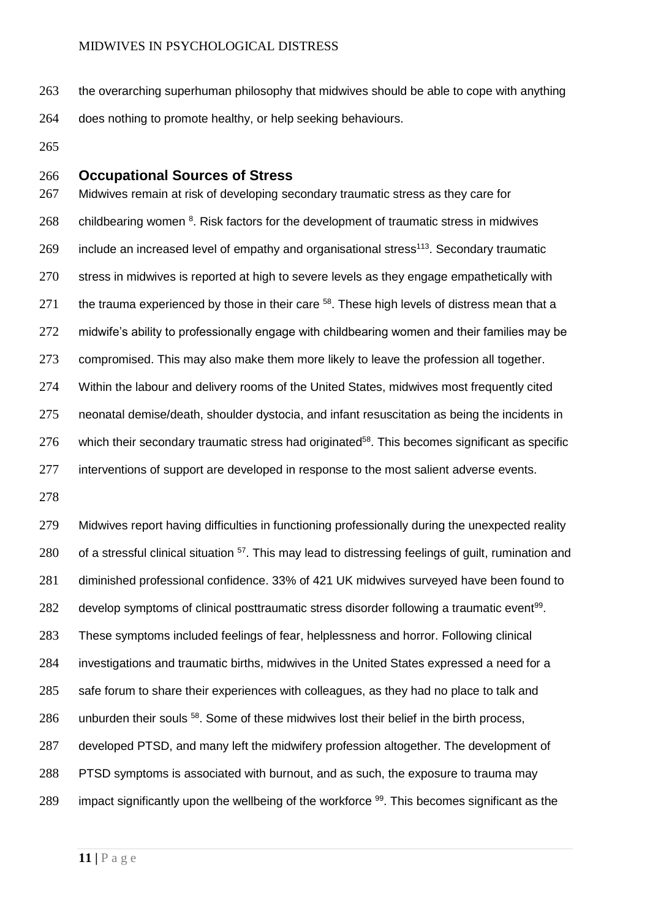the overarching superhuman philosophy that midwives should be able to cope with anything does nothing to promote healthy, or help seeking behaviours.

## Occupational Sources of Stress

Midwives remain at risk of developing secondary traumatic stress as they care for childbearing women [8]. Risk factors for the development of traumatic stress in midwives include an increased level of empathy and organisational stress[113]. Secondary traumatic stress in midwives is reported at high to severe levels as they engage empathetically with the trauma experienced by those in their care [58]. These high levels of distress mean that a midwife's ability to professionally engage with childbearing women and their families may be compromised. This may also make them more likely to leave the profession all together. Within the labour and delivery rooms of the United States, midwives most frequently cited neonatal demise/death, shoulder dystocia, and infant resuscitation as being the incidents in which their secondary traumatic stress had originated[58]. This becomes significant as specific interventions of support are developed in response to the most salient adverse events.

Midwives report having difficulties in functioning professionally during the unexpected reality of a stressful clinical situation [57]. This may lead to distressing feelings of guilt, rumination and diminished professional confidence. 33% of 421 UK midwives surveyed have been found to develop symptoms of clinical posttraumatic stress disorder following a traumatic event[99]. These symptoms included feelings of fear, helplessness and horror. Following clinical investigations and traumatic births, midwives in the United States expressed a need for a safe forum to share their experiences with colleagues, as they had no place to talk and unburden their souls [58]. Some of these midwives lost their belief in the birth process, developed PTSD, and many left the midwifery profession altogether. The development of PTSD symptoms is associated with burnout, and as such, the exposure to trauma may impact significantly upon the wellbeing of the workforce [99]. This becomes significant as the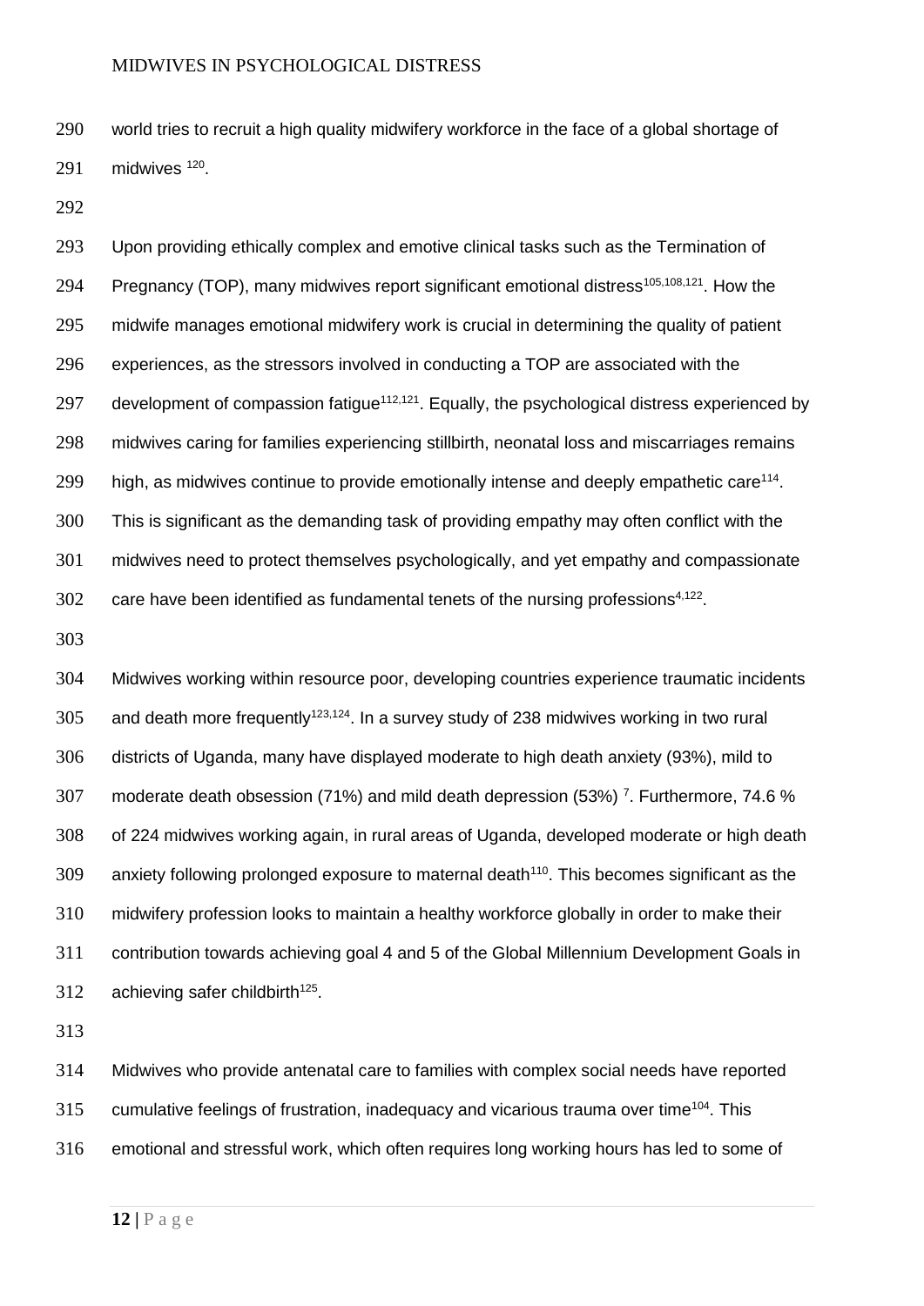world tries to recruit a high quality midwifery workforce in the face of a global shortage of midwives [120].

Upon providing ethically complex and emotive clinical tasks such as the Termination of Pregnancy (TOP), many midwives report significant emotional distress[105,108,121]. How the midwife manages emotional midwifery work is crucial in determining the quality of patient experiences, as the stressors involved in conducting a TOP are associated with the development of compassion fatigue[112,121]. Equally, the psychological distress experienced by midwives caring for families experiencing stillbirth, neonatal loss and miscarriages remains high, as midwives continue to provide emotionally intense and deeply empathetic care[114]. This is significant as the demanding task of providing empathy may often conflict with the midwives need to protect themselves psychologically, and yet empathy and compassionate care have been identified as fundamental tenets of the nursing professions[4,122].

Midwives working within resource poor, developing countries experience traumatic incidents and death more frequently[123,124]. In a survey study of 238 midwives working in two rural districts of Uganda, many have displayed moderate to high death anxiety (93%), mild to moderate death obsession (71%) and mild death depression (53%) [7]. Furthermore, 74.6 % of 224 midwives working again, in rural areas of Uganda, developed moderate or high death anxiety following prolonged exposure to maternal death[110]. This becomes significant as the midwifery profession looks to maintain a healthy workforce globally in order to make their contribution towards achieving goal 4 and 5 of the Global Millennium Development Goals in achieving safer childbirth[125].

Midwives who provide antenatal care to families with complex social needs have reported cumulative feelings of frustration, inadequacy and vicarious trauma over time[104]. This emotional and stressful work, which often requires long working hours has led to some of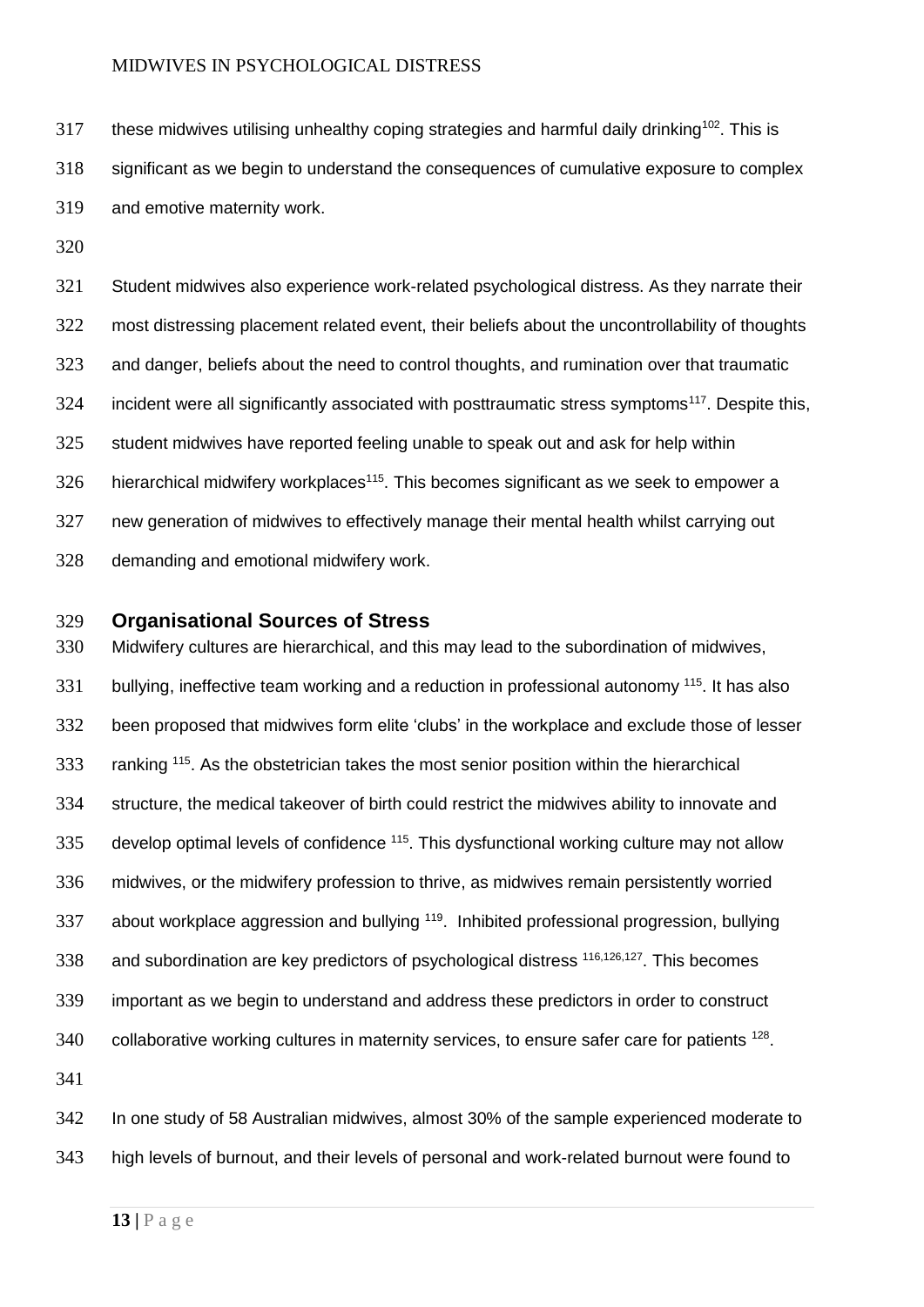these midwives utilising unhealthy coping strategies and harmful daily drinking[102]. This is significant as we begin to understand the consequences of cumulative exposure to complex and emotive maternity work.

Student midwives also experience work-related psychological distress. As they narrate their most distressing placement related event, their beliefs about the uncontrollability of thoughts and danger, beliefs about the need to control thoughts, and rumination over that traumatic incident were all significantly associated with posttraumatic stress symptoms[117]. Despite this, student midwives have reported feeling unable to speak out and ask for help within hierarchical midwifery workplaces[115]. This becomes significant as we seek to empower a new generation of midwives to effectively manage their mental health whilst carrying out demanding and emotional midwifery work.

## Organisational Sources of Stress

Midwifery cultures are hierarchical, and this may lead to the subordination of midwives, bullying, ineffective team working and a reduction in professional autonomy [115]. It has also been proposed that midwives form elite 'clubs' in the workplace and exclude those of lesser ranking [115]. As the obstetrician takes the most senior position within the hierarchical structure, the medical takeover of birth could restrict the midwives ability to innovate and develop optimal levels of confidence [115]. This dysfunctional working culture may not allow midwives, or the midwifery profession to thrive, as midwives remain persistently worried about workplace aggression and bullying [119]. Inhibited professional progression, bullying and subordination are key predictors of psychological distress [116,126,127]. This becomes important as we begin to understand and address these predictors in order to construct collaborative working cultures in maternity services, to ensure safer care for patients [128].

In one study of 58 Australian midwives, almost 30% of the sample experienced moderate to high levels of burnout, and their levels of personal and work-related burnout were found to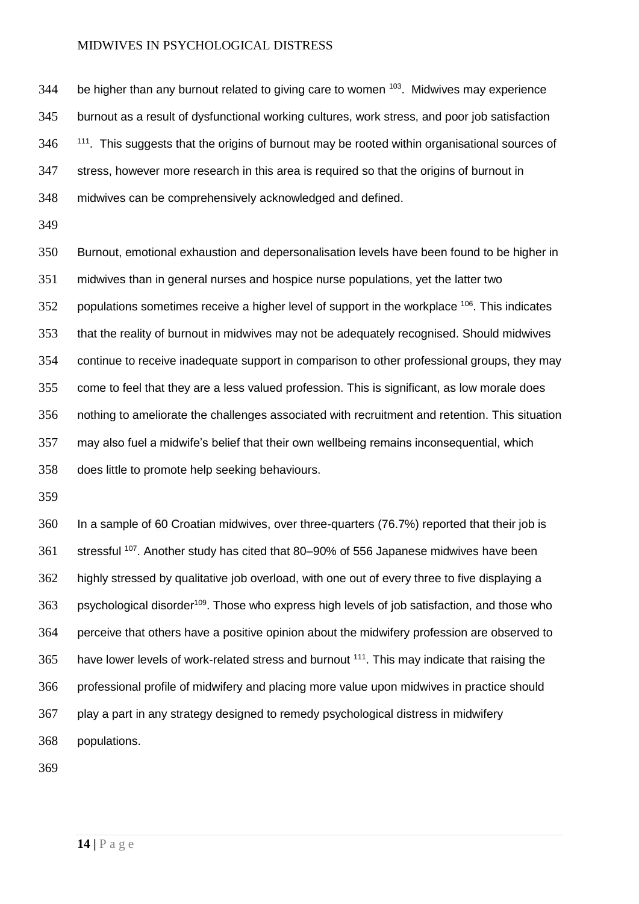be higher than any burnout related to giving care to women [103]. Midwives may experience burnout as a result of dysfunctional working cultures, work stress, and poor job satisfaction [111]. This suggests that the origins of burnout may be rooted within organisational sources of stress, however more research in this area is required so that the origins of burnout in midwives can be comprehensively acknowledged and defined.

Burnout, emotional exhaustion and depersonalisation levels have been found to be higher in midwives than in general nurses and hospice nurse populations, yet the latter two populations sometimes receive a higher level of support in the workplace [106]. This indicates that the reality of burnout in midwives may not be adequately recognised. Should midwives continue to receive inadequate support in comparison to other professional groups, they may come to feel that they are a less valued profession. This is significant, as low morale does nothing to ameliorate the challenges associated with recruitment and retention. This situation may also fuel a midwife's belief that their own wellbeing remains inconsequential, which does little to promote help seeking behaviours.

In a sample of 60 Croatian midwives, over three-quarters (76.7%) reported that their job is stressful [107]. Another study has cited that 80–90% of 556 Japanese midwives have been highly stressed by qualitative job overload, with one out of every three to five displaying a psychological disorder[109]. Those who express high levels of job satisfaction, and those who perceive that others have a positive opinion about the midwifery profession are observed to have lower levels of work-related stress and burnout [111]. This may indicate that raising the professional profile of midwifery and placing more value upon midwives in practice should play a part in any strategy designed to remedy psychological distress in midwifery populations.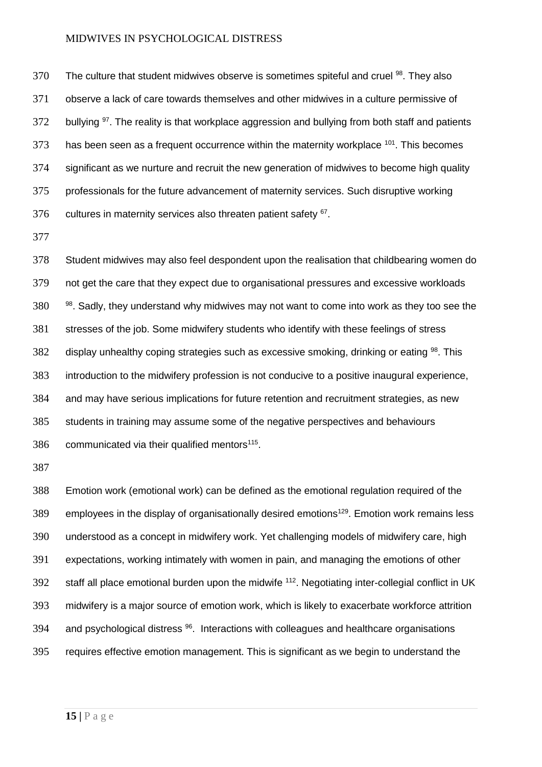The culture that student midwives observe is sometimes spiteful and cruel [98]. They also observe a lack of care towards themselves and other midwives in a culture permissive of bullying [97]. The reality is that workplace aggression and bullying from both staff and patients has been seen as a frequent occurrence within the maternity workplace [101]. This becomes significant as we nurture and recruit the new generation of midwives to become high quality professionals for the future advancement of maternity services. Such disruptive working cultures in maternity services also threaten patient safety [67].

Student midwives may also feel despondent upon the realisation that childbearing women do not get the care that they expect due to organisational pressures and excessive workloads [98]. Sadly, they understand why midwives may not want to come into work as they too see the stresses of the job. Some midwifery students who identify with these feelings of stress display unhealthy coping strategies such as excessive smoking, drinking or eating [98]. This introduction to the midwifery profession is not conducive to a positive inaugural experience, and may have serious implications for future retention and recruitment strategies, as new students in training may assume some of the negative perspectives and behaviours communicated via their qualified mentors[115].

Emotion work (emotional work) can be defined as the emotional regulation required of the employees in the display of organisationally desired emotions[129]. Emotion work remains less understood as a concept in midwifery work. Yet challenging models of midwifery care, high expectations, working intimately with women in pain, and managing the emotions of other staff all place emotional burden upon the midwife [112]. Negotiating inter-collegial conflict in UK midwifery is a major source of emotion work, which is likely to exacerbate workforce attrition and psychological distress [96]. Interactions with colleagues and healthcare organisations requires effective emotion management. This is significant as we begin to understand the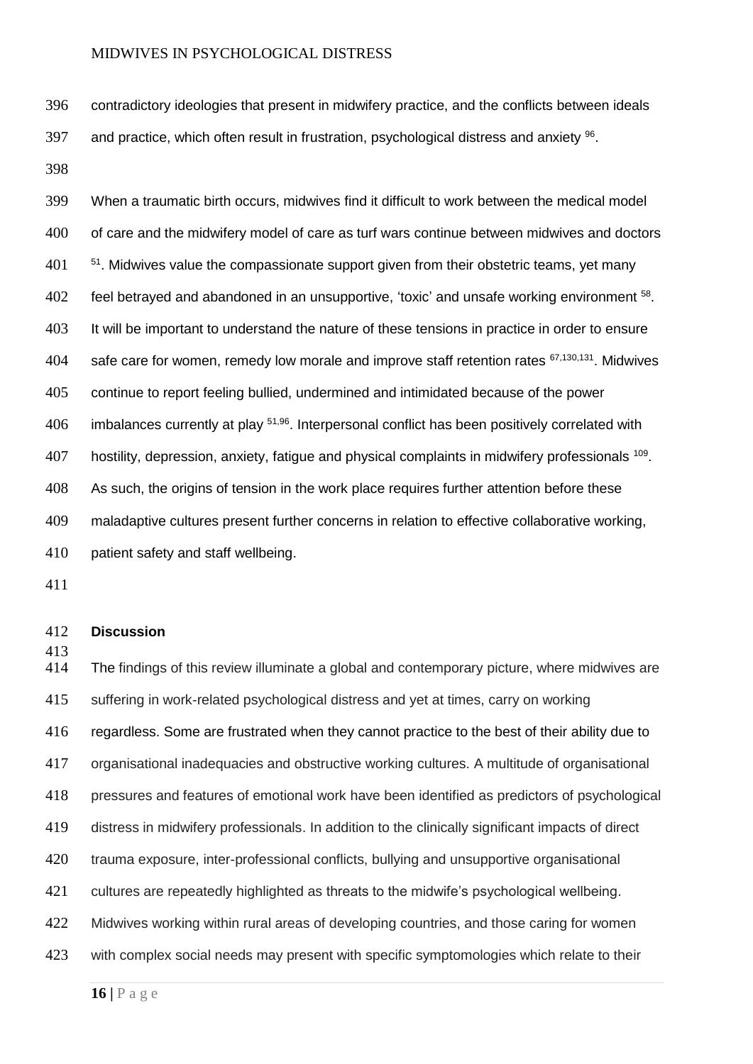contradictory ideologies that present in midwifery practice, and the conflicts between ideals and practice, which often result in frustration, psychological distress and anxiety [96].

When a traumatic birth occurs, midwives find it difficult to work between the medical model of care and the midwifery model of care as turf wars continue between midwives and doctors [51]. Midwives value the compassionate support given from their obstetric teams, yet many feel betrayed and abandoned in an unsupportive, 'toxic' and unsafe working environment [58]. It will be important to understand the nature of these tensions in practice in order to ensure safe care for women, remedy low morale and improve staff retention rates [67,130,131]. Midwives continue to report feeling bullied, undermined and intimidated because of the power imbalances currently at play [51,96]. Interpersonal conflict has been positively correlated with hostility, depression, anxiety, fatigue and physical complaints in midwifery professionals [109]. As such, the origins of tension in the work place requires further attention before these maladaptive cultures present further concerns in relation to effective collaborative working, patient safety and staff wellbeing.

## Discussion

The findings of this review illuminate a global and contemporary picture, where midwives are suffering in work-related psychological distress and yet at times, carry on working regardless. Some are frustrated when they cannot practice to the best of their ability due to organisational inadequacies and obstructive working cultures. A multitude of organisational pressures and features of emotional work have been identified as predictors of psychological distress in midwifery professionals. In addition to the clinically significant impacts of direct trauma exposure, inter-professional conflicts, bullying and unsupportive organisational cultures are repeatedly highlighted as threats to the midwife's psychological wellbeing. Midwives working within rural areas of developing countries, and those caring for women with complex social needs may present with specific symptomologies which relate to their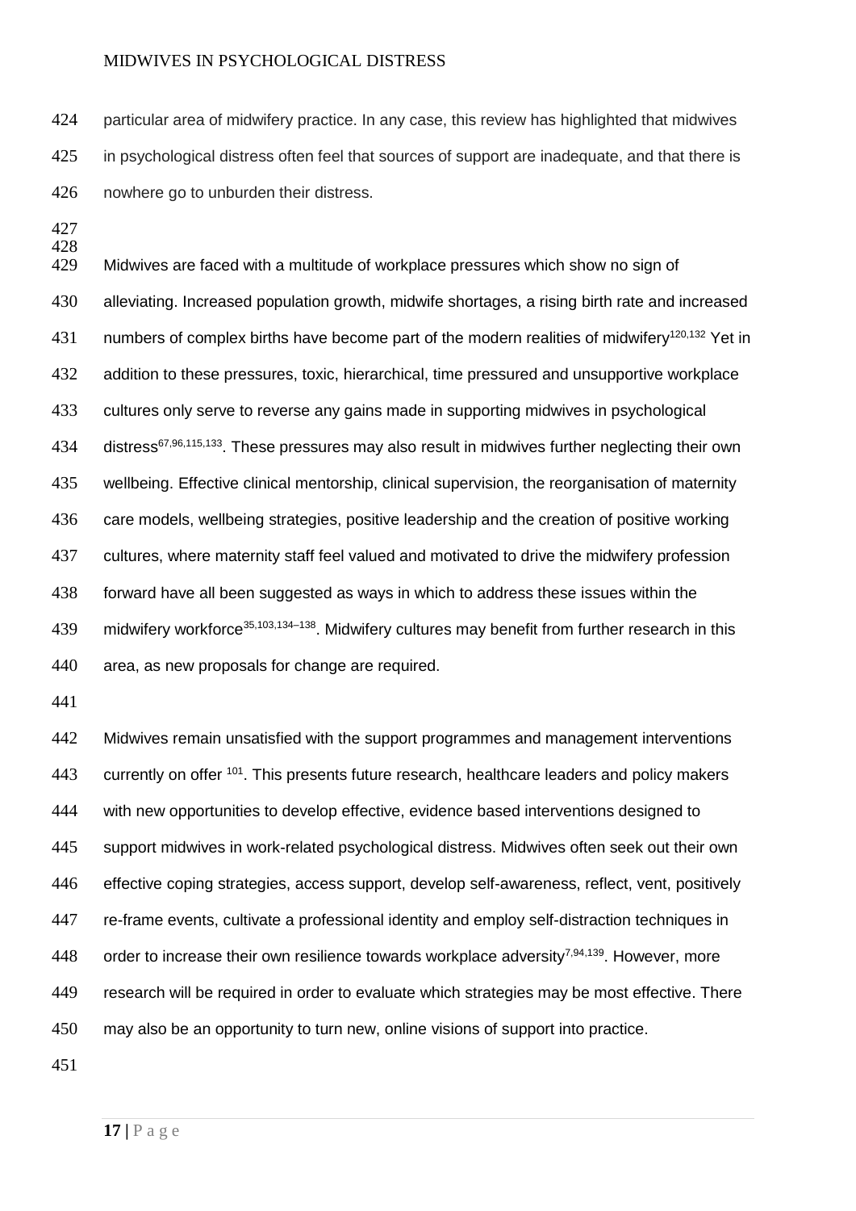particular area of midwifery practice. In any case, this review has highlighted that midwives in psychological distress often feel that sources of support are inadequate, and that there is nowhere go to unburden their distress.

Midwives are faced with a multitude of workplace pressures which show no sign of alleviating. Increased population growth, midwife shortages, a rising birth rate and increased numbers of complex births have become part of the modern realities of midwifery[120,132] Yet in addition to these pressures, toxic, hierarchical, time pressured and unsupportive workplace cultures only serve to reverse any gains made in supporting midwives in psychological distress[67,96,115,133]. These pressures may also result in midwives further neglecting their own wellbeing. Effective clinical mentorship, clinical supervision, the reorganisation of maternity care models, wellbeing strategies, positive leadership and the creation of positive working cultures, where maternity staff feel valued and motivated to drive the midwifery profession forward have all been suggested as ways in which to address these issues within the midwifery workforce[35,103,134–138]. Midwifery cultures may benefit from further research in this area, as new proposals for change are required.

Midwives remain unsatisfied with the support programmes and management interventions currently on offer [101]. This presents future research, healthcare leaders and policy makers with new opportunities to develop effective, evidence based interventions designed to support midwives in work-related psychological distress. Midwives often seek out their own effective coping strategies, access support, develop self-awareness, reflect, vent, positively re-frame events, cultivate a professional identity and employ self-distraction techniques in order to increase their own resilience towards workplace adversity[7,94,139]. However, more research will be required in order to evaluate which strategies may be most effective. There may also be an opportunity to turn new, online visions of support into practice.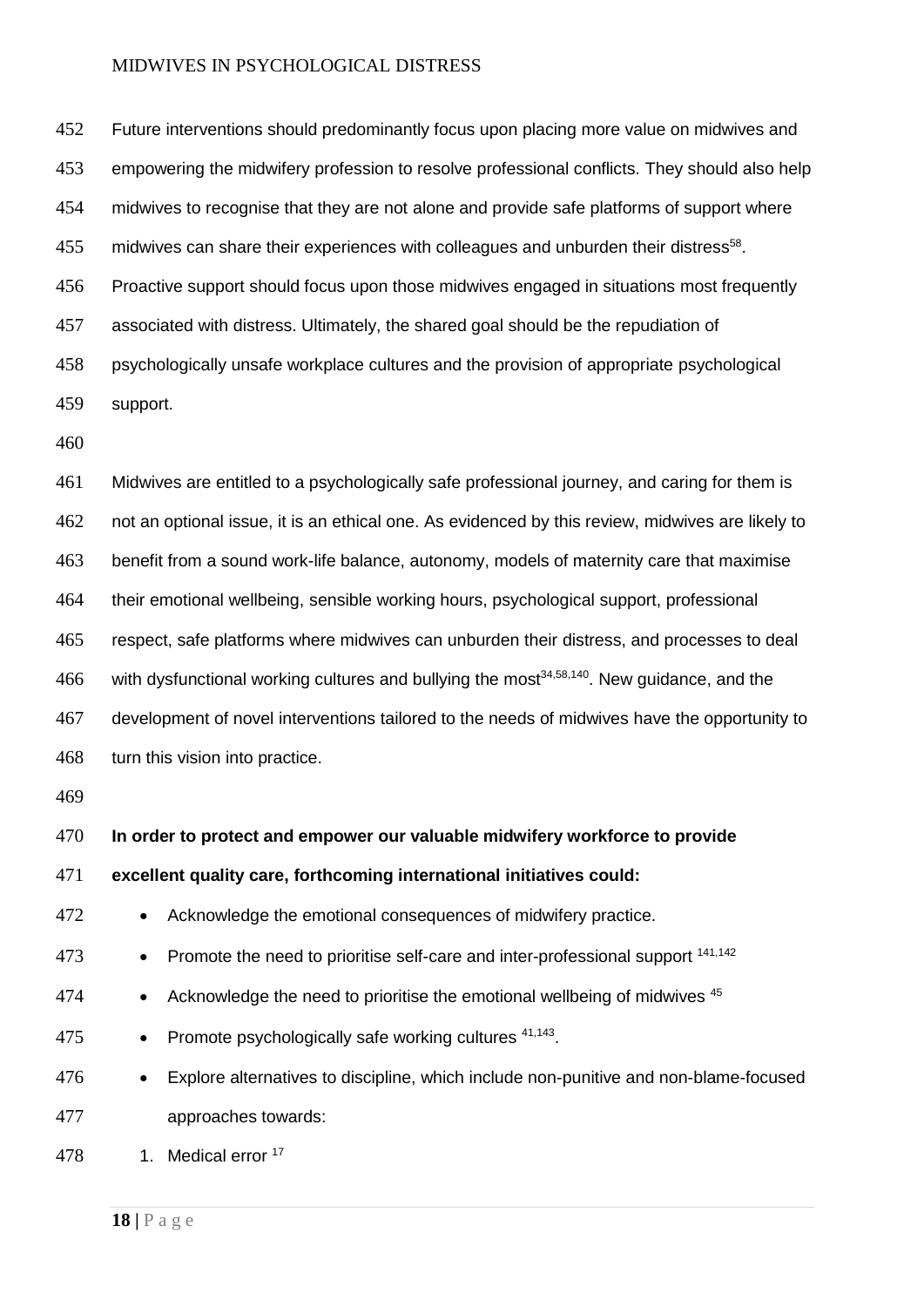Future interventions should predominantly focus upon placing more value on midwives and empowering the midwifery profession to resolve professional conflicts. They should also help midwives to recognise that they are not alone and provide safe platforms of support where midwives can share their experiences with colleagues and unburden their distress[58]. Proactive support should focus upon those midwives engaged in situations most frequently associated with distress. Ultimately, the shared goal should be the repudiation of psychologically unsafe workplace cultures and the provision of appropriate psychological support.

Midwives are entitled to a psychologically safe professional journey, and caring for them is not an optional issue, it is an ethical one. As evidenced by this review, midwives are likely to benefit from a sound work-life balance, autonomy, models of maternity care that maximise their emotional wellbeing, sensible working hours, psychological support, professional respect, safe platforms where midwives can unburden their distress, and processes to deal with dysfunctional working cultures and bullying the most[34,58,140]. New guidance, and the development of novel interventions tailored to the needs of midwives have the opportunity to turn this vision into practice.

**In order to protect and empower our valuable midwifery workforce to provide excellent quality care, forthcoming international initiatives could:**

- Acknowledge the emotional consequences of midwifery practice.
- Promote the need to prioritise self-care and inter-professional support [141,142]
- Acknowledge the need to prioritise the emotional wellbeing of midwives [45]
- Promote psychologically safe working cultures [41,143].
- Explore alternatives to discipline, which include non-punitive and non-blame-focused approaches towards:

1. Medical error [17]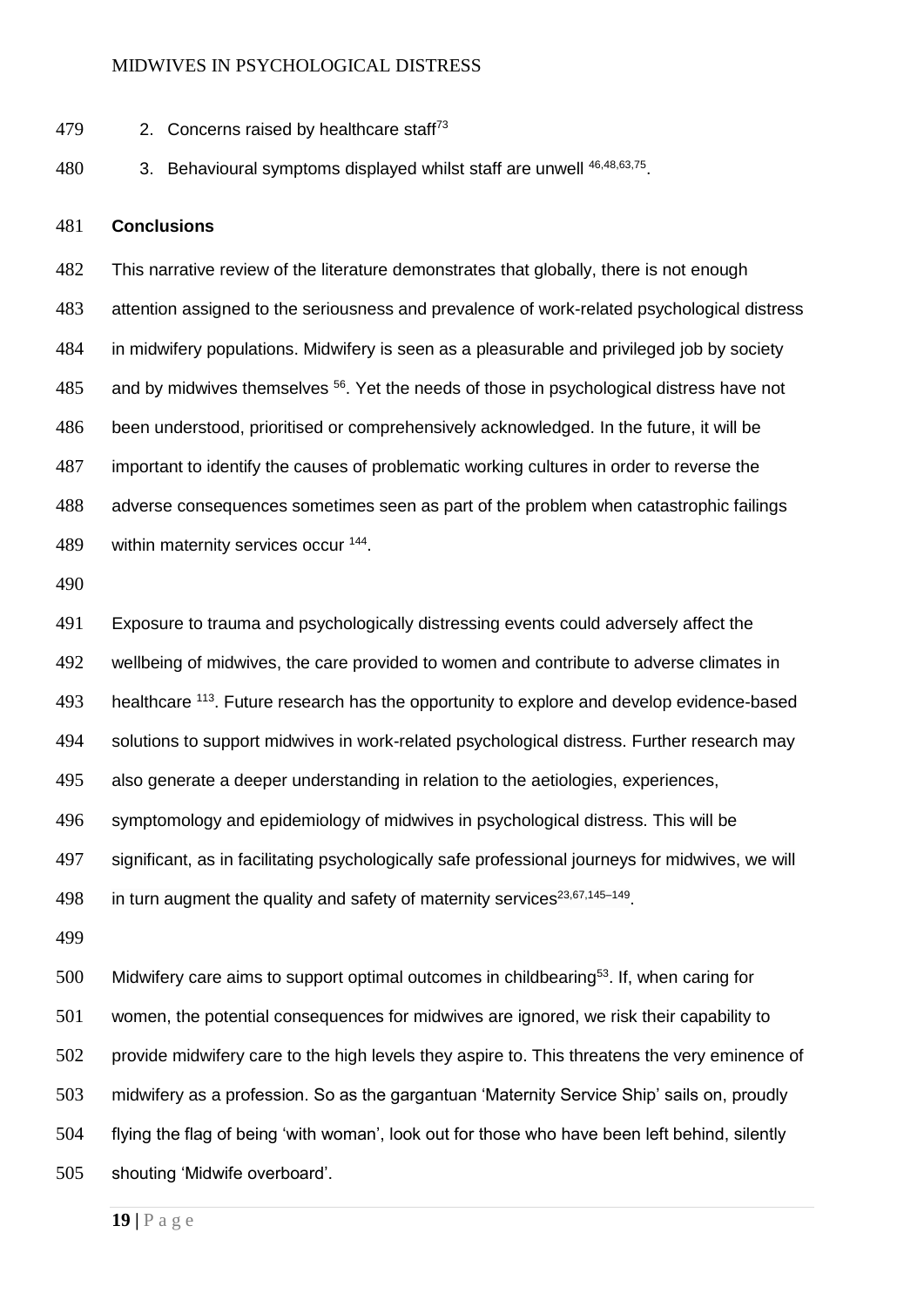2. Concerns raised by healthcare staff[73]
3. Behavioural symptoms displayed whilst staff are unwell [46,48,63,75].

**Conclusions**

This narrative review of the literature demonstrates that globally, there is not enough attention assigned to the seriousness and prevalence of work-related psychological distress in midwifery populations. Midwifery is seen as a pleasurable and privileged job by society and by midwives themselves [56]. Yet the needs of those in psychological distress have not been understood, prioritised or comprehensively acknowledged. In the future, it will be important to identify the causes of problematic working cultures in order to reverse the adverse consequences sometimes seen as part of the problem when catastrophic failings within maternity services occur [144].

Exposure to trauma and psychologically distressing events could adversely affect the wellbeing of midwives, the care provided to women and contribute to adverse climates in healthcare [113]. Future research has the opportunity to explore and develop evidence-based solutions to support midwives in work-related psychological distress. Further research may also generate a deeper understanding in relation to the aetiologies, experiences, symptomology and epidemiology of midwives in psychological distress. This will be significant, as in facilitating psychologically safe professional journeys for midwives, we will in turn augment the quality and safety of maternity services[23,67,145–149].

Midwifery care aims to support optimal outcomes in childbearing[53]. If, when caring for women, the potential consequences for midwives are ignored, we risk their capability to provide midwifery care to the high levels they aspire to. This threatens the very eminence of midwifery as a profession. So as the gargantuan 'Maternity Service Ship' sails on, proudly flying the flag of being 'with woman', look out for those who have been left behind, silently shouting 'Midwife overboard'.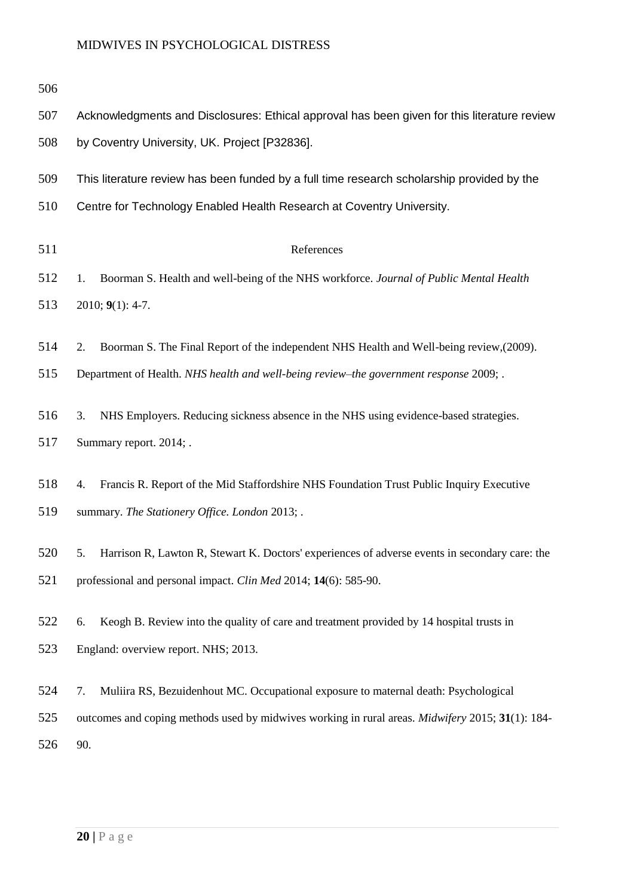Acknowledgments and Disclosures: Ethical approval has been given for this literature review by Coventry University, UK. Project [P32836].

This literature review has been funded by a full time research scholarship provided by the Centre for Technology Enabled Health Research at Coventry University.

## References

1. Boorman S. Health and well-being of the NHS workforce. *Journal of Public Mental Health* 2010; **9**(1): 4-7.

2. Boorman S. The Final Report of the independent NHS Health and Well-being review,(2009). Department of Health. *NHS health and well-being review–the government response* 2009; .

3. NHS Employers. Reducing sickness absence in the NHS using evidence-based strategies. Summary report. 2014; .

4. Francis R. Report of the Mid Staffordshire NHS Foundation Trust Public Inquiry Executive summary. *The Stationery Office. London* 2013; .

5. Harrison R, Lawton R, Stewart K. Doctors' experiences of adverse events in secondary care: the professional and personal impact. *Clin Med* 2014; **14**(6): 585-90.

6. Keogh B. Review into the quality of care and treatment provided by 14 hospital trusts in England: overview report. NHS; 2013.

7. Muliira RS, Bezuidenhout MC. Occupational exposure to maternal death: Psychological outcomes and coping methods used by midwives working in rural areas. *Midwifery* 2015; **31**(1): 184-90.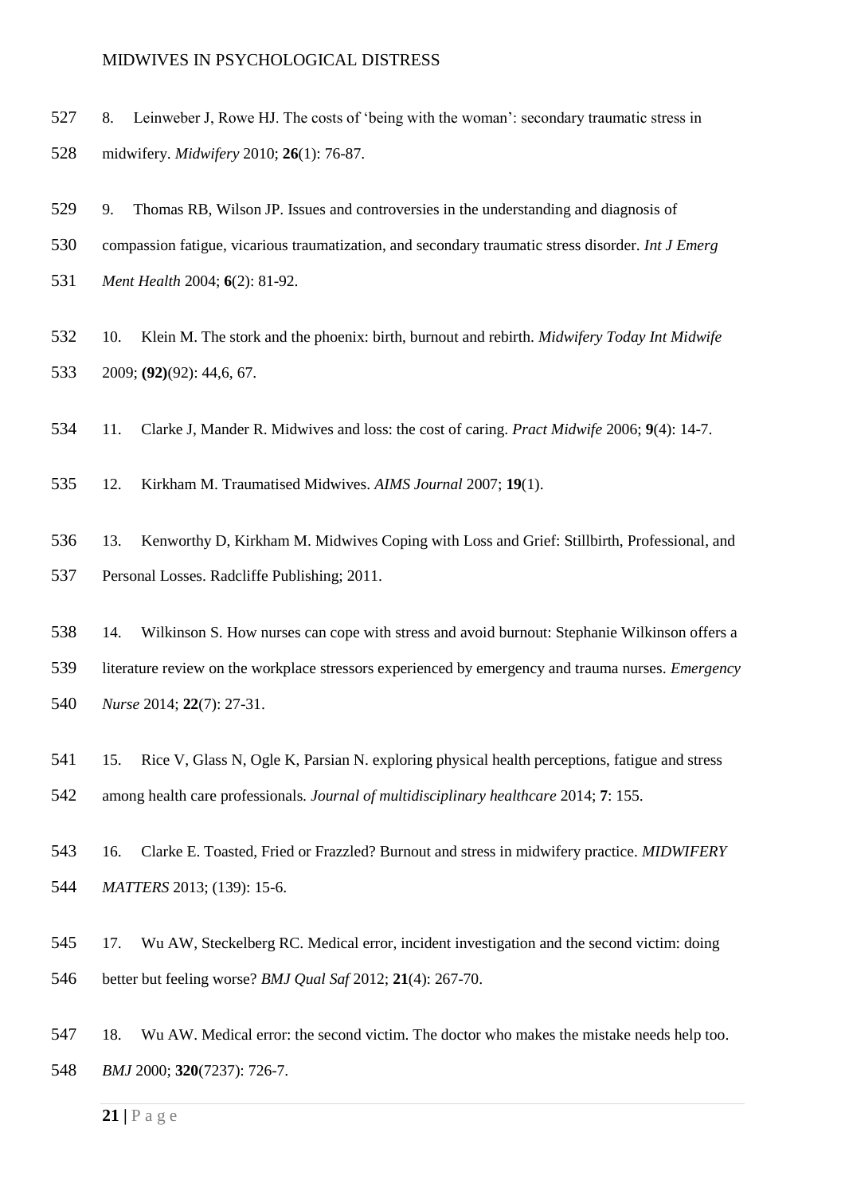8. Leinweber J, Rowe HJ. The costs of 'being with the woman': secondary traumatic stress in midwifery. *Midwifery* 2010; **26**(1): 76-87.

9. Thomas RB, Wilson JP. Issues and controversies in the understanding and diagnosis of compassion fatigue, vicarious traumatization, and secondary traumatic stress disorder. *Int J Emerg Ment Health* 2004; **6**(2): 81-92.

10. Klein M. The stork and the phoenix: birth, burnout and rebirth. *Midwifery Today Int Midwife* 2009; **(92)**(92): 44,6, 67.

11. Clarke J, Mander R. Midwives and loss: the cost of caring. *Pract Midwife* 2006; **9**(4): 14-7.

12. Kirkham M. Traumatised Midwives. *AIMS Journal* 2007; **19**(1).

13. Kenworthy D, Kirkham M. Midwives Coping with Loss and Grief: Stillbirth, Professional, and Personal Losses. Radcliffe Publishing; 2011.

14. Wilkinson S. How nurses can cope with stress and avoid burnout: Stephanie Wilkinson offers a literature review on the workplace stressors experienced by emergency and trauma nurses. *Emergency Nurse* 2014; **22**(7): 27-31.

15. Rice V, Glass N, Ogle K, Parsian N. exploring physical health perceptions, fatigue and stress among health care professionals. *Journal of multidisciplinary healthcare* 2014; **7**: 155.

16. Clarke E. Toasted, Fried or Frazzled? Burnout and stress in midwifery practice. *MIDWIFERY MATTERS* 2013; (139): 15-6.

17. Wu AW, Steckelberg RC. Medical error, incident investigation and the second victim: doing better but feeling worse? *BMJ Qual Saf* 2012; **21**(4): 267-70.

18. Wu AW. Medical error: the second victim. The doctor who makes the mistake needs help too. *BMJ* 2000; **320**(7237): 726-7.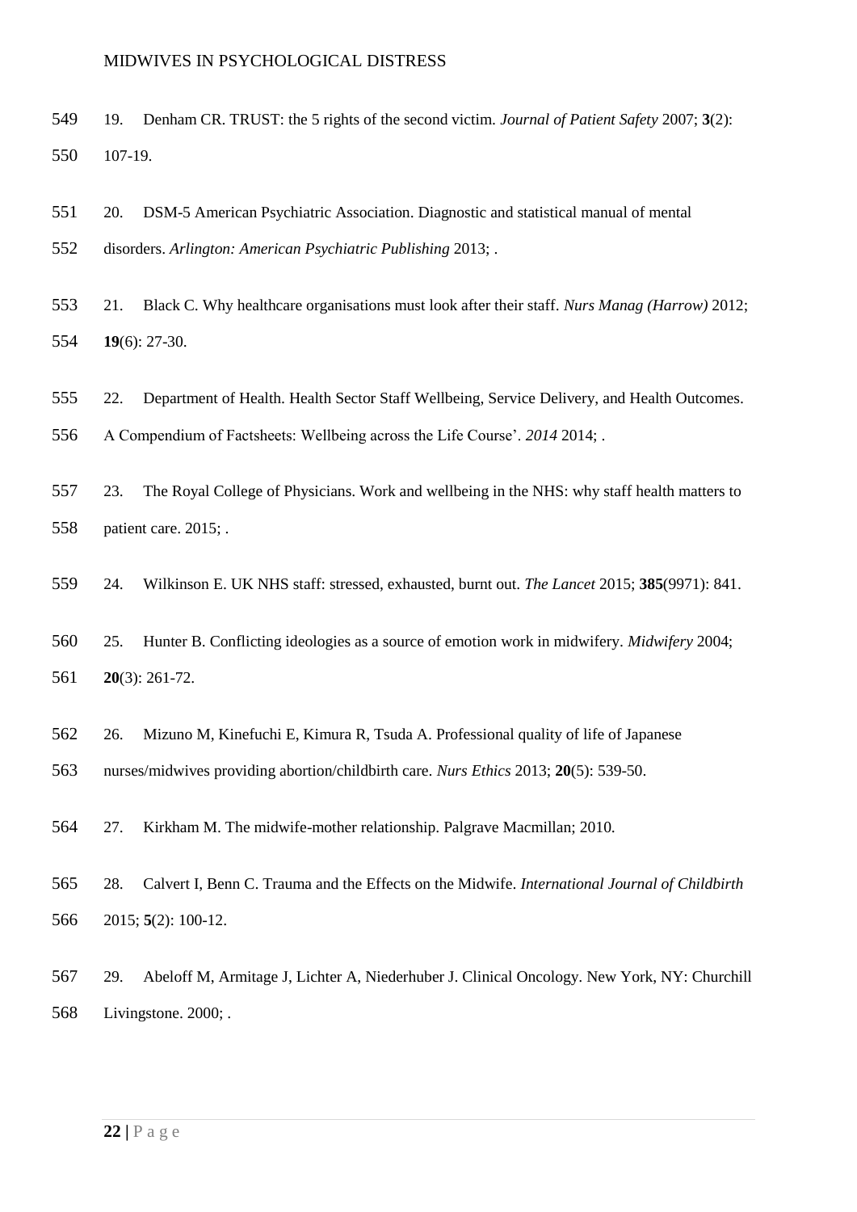19. Denham CR. TRUST: the 5 rights of the second victim. *Journal of Patient Safety* 2007; **3**(2): 107-19.

20. DSM-5 American Psychiatric Association. Diagnostic and statistical manual of mental disorders. *Arlington: American Psychiatric Publishing* 2013; .

21. Black C. Why healthcare organisations must look after their staff. *Nurs Manag (Harrow)* 2012; **19**(6): 27-30.

22. Department of Health. Health Sector Staff Wellbeing, Service Delivery, and Health Outcomes. A Compendium of Factsheets: Wellbeing across the Life Course'. *2014* 2014; .

23. The Royal College of Physicians. Work and wellbeing in the NHS: why staff health matters to patient care. 2015; .

24. Wilkinson E. UK NHS staff: stressed, exhausted, burnt out. *The Lancet* 2015; **385**(9971): 841.

25. Hunter B. Conflicting ideologies as a source of emotion work in midwifery. *Midwifery* 2004; **20**(3): 261-72.

26. Mizuno M, Kinefuchi E, Kimura R, Tsuda A. Professional quality of life of Japanese nurses/midwives providing abortion/childbirth care. *Nurs Ethics* 2013; **20**(5): 539-50.

27. Kirkham M. The midwife-mother relationship. Palgrave Macmillan; 2010.

28. Calvert I, Benn C. Trauma and the Effects on the Midwife. *International Journal of Childbirth* 2015; **5**(2): 100-12.

29. Abeloff M, Armitage J, Lichter A, Niederhuber J. Clinical Oncology. New York, NY: Churchill Livingstone. 2000; .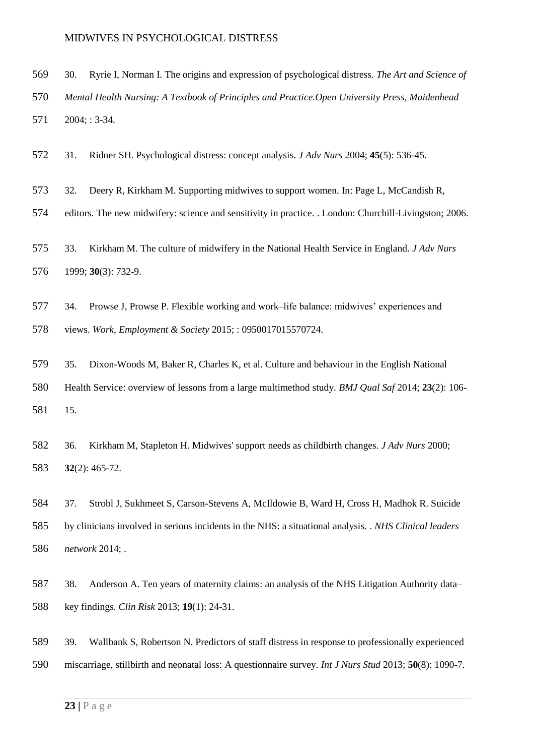30. Ryrie I, Norman I. The origins and expression of psychological distress. *The Art and Science of Mental Health Nursing: A Textbook of Principles and Practice.Open University Press, Maidenhead* 2004; : 3-34.

31. Ridner SH. Psychological distress: concept analysis. *J Adv Nurs* 2004; **45**(5): 536-45.

32. Deery R, Kirkham M. Supporting midwives to support women. In: Page L, McCandish R, editors. The new midwifery: science and sensitivity in practice. . London: Churchill-Livingston; 2006.

33. Kirkham M. The culture of midwifery in the National Health Service in England. *J Adv Nurs* 1999; **30**(3): 732-9.

34. Prowse J, Prowse P. Flexible working and work–life balance: midwives' experiences and views. *Work, Employment & Society* 2015; : 0950017015570724.

35. Dixon-Woods M, Baker R, Charles K, et al. Culture and behaviour in the English National Health Service: overview of lessons from a large multimethod study. *BMJ Qual Saf* 2014; **23**(2): 106-15.

36. Kirkham M, Stapleton H. Midwives' support needs as childbirth changes. *J Adv Nurs* 2000; **32**(2): 465-72.

37. Strobl J, Sukhmeet S, Carson-Stevens A, McIldowie B, Ward H, Cross H, Madhok R. Suicide by clinicians involved in serious incidents in the NHS: a situational analysis. . *NHS Clinical leaders network* 2014; .

38. Anderson A. Ten years of maternity claims: an analysis of the NHS Litigation Authority data–key findings. *Clin Risk* 2013; **19**(1): 24-31.

39. Wallbank S, Robertson N. Predictors of staff distress in response to professionally experienced miscarriage, stillbirth and neonatal loss: A questionnaire survey. *Int J Nurs Stud* 2013; **50**(8): 1090-7.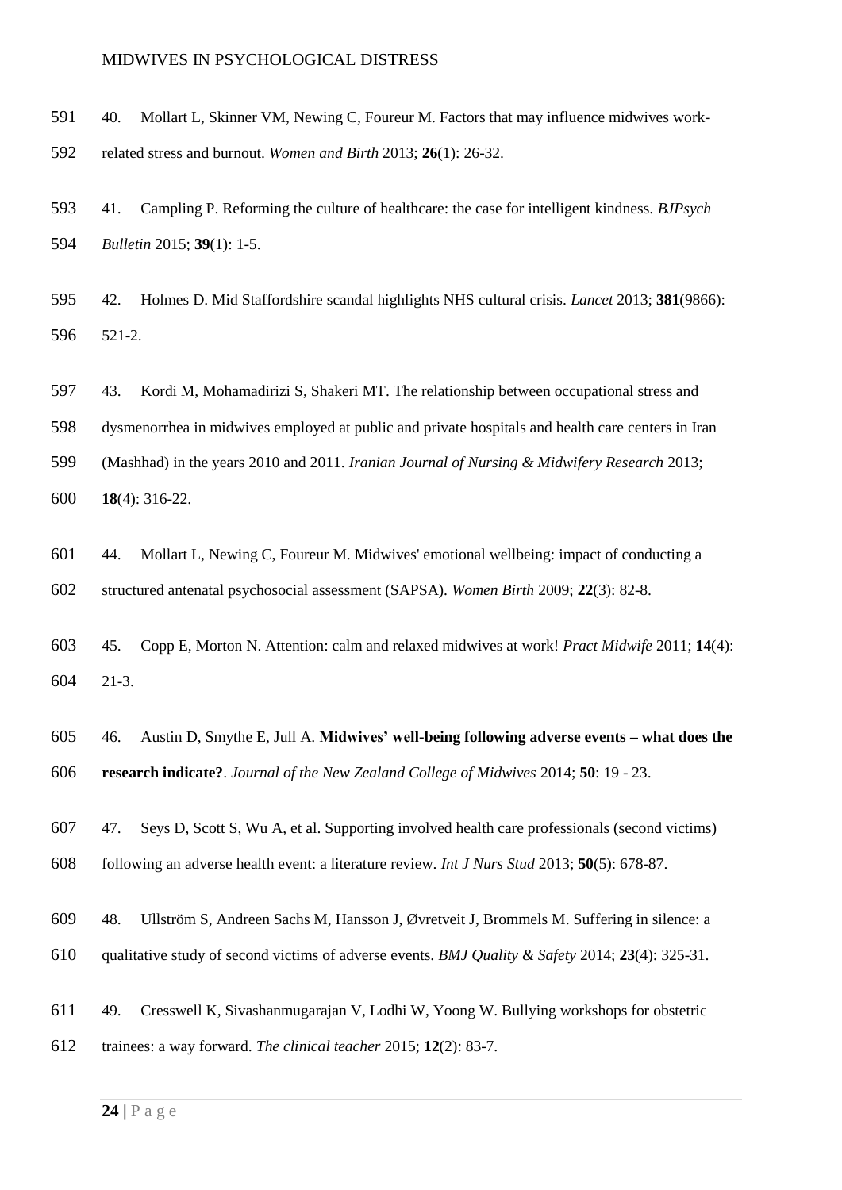40. Mollart L, Skinner VM, Newing C, Foureur M. Factors that may influence midwives work-related stress and burnout. *Women and Birth* 2013; **26**(1): 26-32.

41. Campling P. Reforming the culture of healthcare: the case for intelligent kindness. *BJPsych Bulletin* 2015; **39**(1): 1-5.

42. Holmes D. Mid Staffordshire scandal highlights NHS cultural crisis. *Lancet* 2013; **381**(9866): 521-2.

43. Kordi M, Mohamadirizi S, Shakeri MT. The relationship between occupational stress and dysmenorrhea in midwives employed at public and private hospitals and health care centers in Iran (Mashhad) in the years 2010 and 2011. *Iranian Journal of Nursing & Midwifery Research* 2013; **18**(4): 316-22.

44. Mollart L, Newing C, Foureur M. Midwives' emotional wellbeing: impact of conducting a structured antenatal psychosocial assessment (SAPSA). *Women Birth* 2009; **22**(3): 82-8.

45. Copp E, Morton N. Attention: calm and relaxed midwives at work! *Pract Midwife* 2011; **14**(4): 21-3.

46. Austin D, Smythe E, Jull A. **Midwives' well-being following adverse events – what does the research indicate?**. *Journal of the New Zealand College of Midwives* 2014; **50**: 19 - 23.

47. Seys D, Scott S, Wu A, et al. Supporting involved health care professionals (second victims) following an adverse health event: a literature review. *Int J Nurs Stud* 2013; **50**(5): 678-87.

48. Ullström S, Andreen Sachs M, Hansson J, Øvretveit J, Brommels M. Suffering in silence: a qualitative study of second victims of adverse events. *BMJ Quality & Safety* 2014; **23**(4): 325-31.

49. Cresswell K, Sivashanmugarajan V, Lodhi W, Yoong W. Bullying workshops for obstetric trainees: a way forward. *The clinical teacher* 2015; **12**(2): 83-7.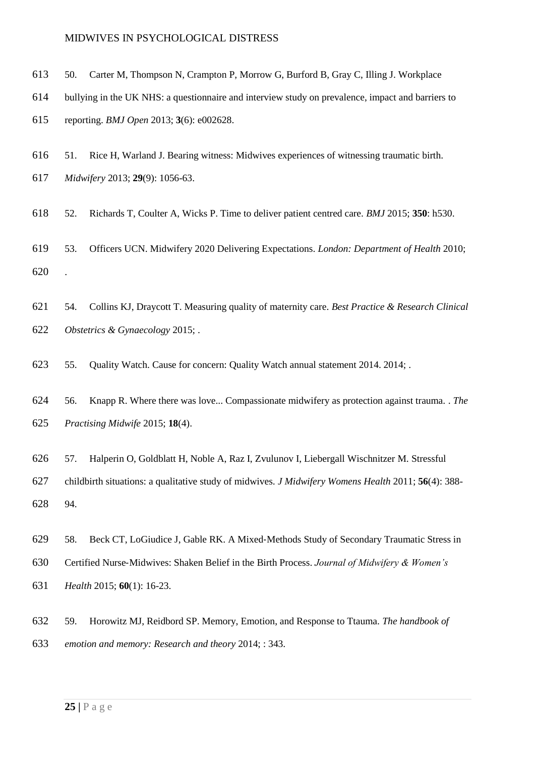50. Carter M, Thompson N, Crampton P, Morrow G, Burford B, Gray C, Illing J. Workplace bullying in the UK NHS: a questionnaire and interview study on prevalence, impact and barriers to reporting. *BMJ Open* 2013; **3**(6): e002628.

51. Rice H, Warland J. Bearing witness: Midwives experiences of witnessing traumatic birth. *Midwifery* 2013; **29**(9): 1056-63.

52. Richards T, Coulter A, Wicks P. Time to deliver patient centred care. *BMJ* 2015; **350**: h530.

53. Officers UCN. Midwifery 2020 Delivering Expectations. *London: Department of Health* 2010; .

54. Collins KJ, Draycott T. Measuring quality of maternity care. *Best Practice & Research Clinical Obstetrics & Gynaecology* 2015; .

55. Quality Watch. Cause for concern: Quality Watch annual statement 2014. 2014; .

56. Knapp R. Where there was love... Compassionate midwifery as protection against trauma. . *The Practising Midwife* 2015; **18**(4).

57. Halperin O, Goldblatt H, Noble A, Raz I, Zvulunov I, Liebergall Wischnitzer M. Stressful childbirth situations: a qualitative study of midwives. *J Midwifery Womens Health* 2011; **56**(4): 388-94.

58. Beck CT, LoGiudice J, Gable RK. A Mixed‐Methods Study of Secondary Traumatic Stress in Certified Nurse‐Midwives: Shaken Belief in the Birth Process. *Journal of Midwifery & Women's Health* 2015; **60**(1): 16-23.

59. Horowitz MJ, Reidbord SP. Memory, Emotion, and Response to Ttauma. *The handbook of emotion and memory: Research and theory* 2014; : 343.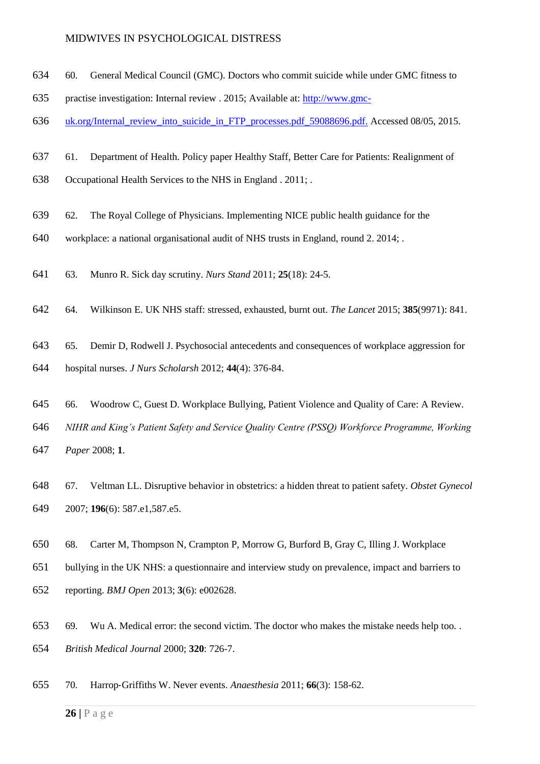60. General Medical Council (GMC). Doctors who commit suicide while under GMC fitness to practise investigation: Internal review . 2015; Available at: http://www.gmc-uk.org/Internal_review_into_suicide_in_FTP_processes.pdf_59088696.pdf. Accessed 08/05, 2015.

61. Department of Health. Policy paper Healthy Staff, Better Care for Patients: Realignment of Occupational Health Services to the NHS in England . 2011; .

62. The Royal College of Physicians. Implementing NICE public health guidance for the workplace: a national organisational audit of NHS trusts in England, round 2. 2014; .

63. Munro R. Sick day scrutiny. *Nurs Stand* 2011; **25**(18): 24-5.

64. Wilkinson E. UK NHS staff: stressed, exhausted, burnt out. *The Lancet* 2015; **385**(9971): 841.

65. Demir D, Rodwell J. Psychosocial antecedents and consequences of workplace aggression for hospital nurses. *J Nurs Scholarsh* 2012; **44**(4): 376-84.

66. Woodrow C, Guest D. Workplace Bullying, Patient Violence and Quality of Care: A Review. *NIHR and King's Patient Safety and Service Quality Centre (PSSQ) Workforce Programme, Working Paper* 2008; **1**.

67. Veltman LL. Disruptive behavior in obstetrics: a hidden threat to patient safety. *Obstet Gynecol* 2007; **196**(6): 587.e1,587.e5.

68. Carter M, Thompson N, Crampton P, Morrow G, Burford B, Gray C, Illing J. Workplace bullying in the UK NHS: a questionnaire and interview study on prevalence, impact and barriers to reporting. *BMJ Open* 2013; **3**(6): e002628.

69. Wu A. Medical error: the second victim. The doctor who makes the mistake needs help too. . *British Medical Journal* 2000; **320**: 726-7.

70. Harrop-Griffiths W. Never events. *Anaesthesia* 2011; **66**(3): 158-62.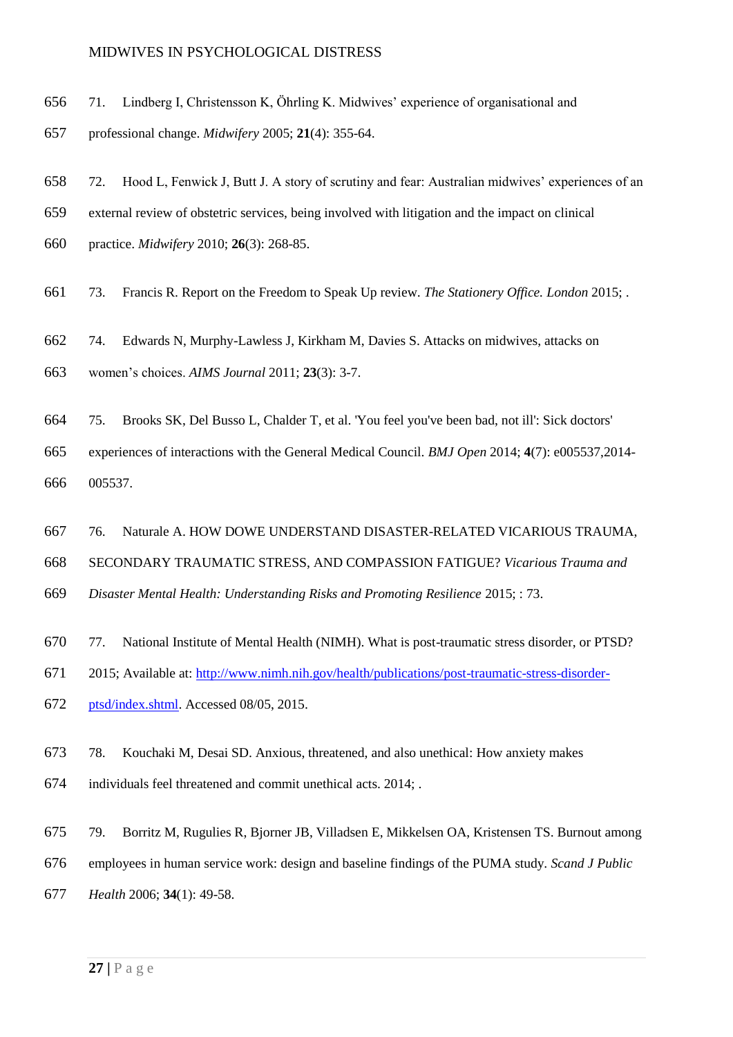71. Lindberg I, Christensson K, Öhrling K. Midwives' experience of organisational and professional change. *Midwifery* 2005; **21**(4): 355-64.

72. Hood L, Fenwick J, Butt J. A story of scrutiny and fear: Australian midwives' experiences of an external review of obstetric services, being involved with litigation and the impact on clinical practice. *Midwifery* 2010; **26**(3): 268-85.

73. Francis R. Report on the Freedom to Speak Up review. *The Stationery Office. London* 2015; .

74. Edwards N, Murphy-Lawless J, Kirkham M, Davies S. Attacks on midwives, attacks on women's choices. *AIMS Journal* 2011; **23**(3): 3-7.

75. Brooks SK, Del Busso L, Chalder T, et al. 'You feel you've been bad, not ill': Sick doctors' experiences of interactions with the General Medical Council. *BMJ Open* 2014; **4**(7): e005537,2014-005537.

76. Naturale A. HOW DOWE UNDERSTAND DISASTER-RELATED VICARIOUS TRAUMA, SECONDARY TRAUMATIC STRESS, AND COMPASSION FATIGUE? *Vicarious Trauma and Disaster Mental Health: Understanding Risks and Promoting Resilience* 2015; : 73.

77. National Institute of Mental Health (NIMH). What is post-traumatic stress disorder, or PTSD? 2015; Available at: [http://www.nimh.nih.gov/health/publications/post-traumatic-stress-disorder-ptsd/index.shtml](http://www.nimh.nih.gov/health/publications/post-traumatic-stress-disorder-ptsd/index.shtml). Accessed 08/05, 2015.

78. Kouchaki M, Desai SD. Anxious, threatened, and also unethical: How anxiety makes individuals feel threatened and commit unethical acts. 2014; .

79. Borritz M, Rugulies R, Bjorner JB, Villadsen E, Mikkelsen OA, Kristensen TS. Burnout among employees in human service work: design and baseline findings of the PUMA study. *Scand J Public Health* 2006; **34**(1): 49-58.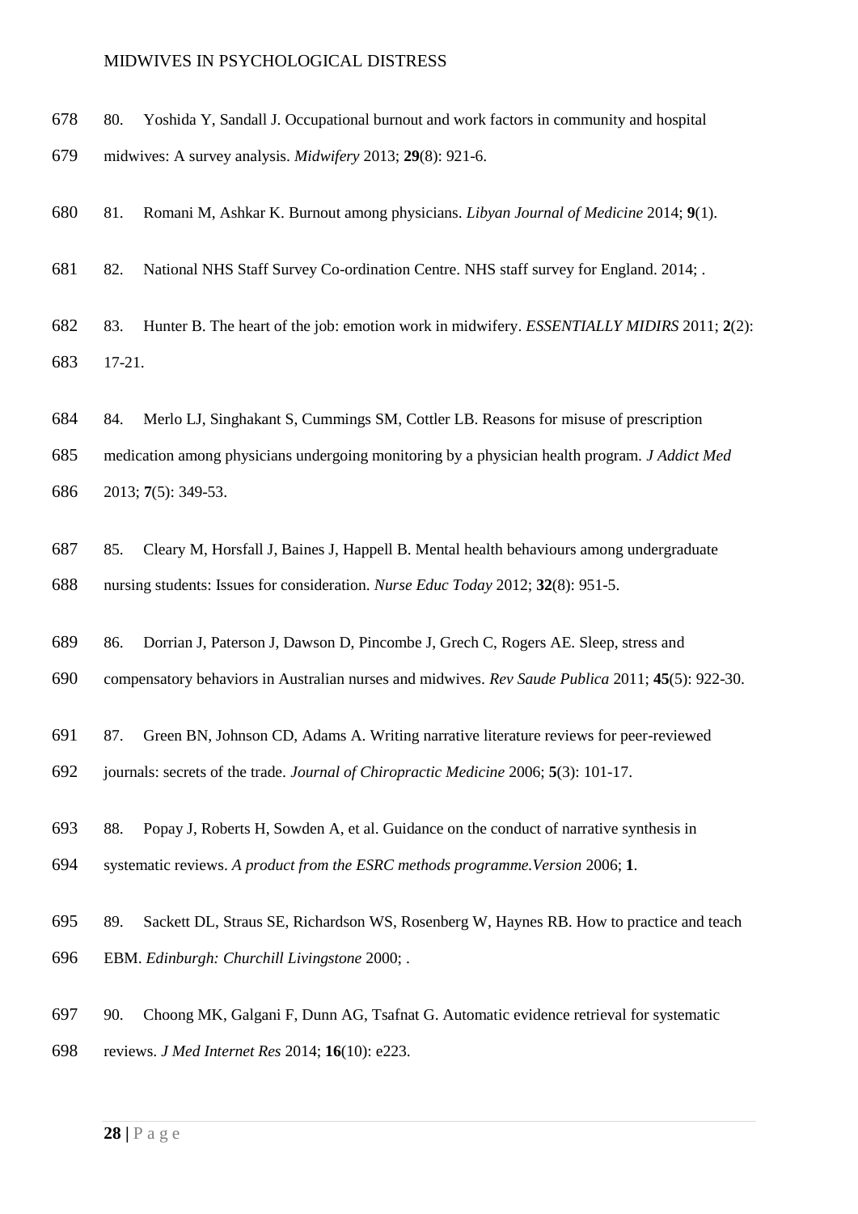80. Yoshida Y, Sandall J. Occupational burnout and work factors in community and hospital midwives: A survey analysis. *Midwifery* 2013; **29**(8): 921-6.

81. Romani M, Ashkar K. Burnout among physicians. *Libyan Journal of Medicine* 2014; **9**(1).

82. National NHS Staff Survey Co-ordination Centre. NHS staff survey for England. 2014; .

83. Hunter B. The heart of the job: emotion work in midwifery. *ESSENTIALLY MIDIRS* 2011; **2**(2): 17-21.

84. Merlo LJ, Singhakant S, Cummings SM, Cottler LB. Reasons for misuse of prescription medication among physicians undergoing monitoring by a physician health program. *J Addict Med* 2013; **7**(5): 349-53.

85. Cleary M, Horsfall J, Baines J, Happell B. Mental health behaviours among undergraduate nursing students: Issues for consideration. *Nurse Educ Today* 2012; **32**(8): 951-5.

86. Dorrian J, Paterson J, Dawson D, Pincombe J, Grech C, Rogers AE. Sleep, stress and compensatory behaviors in Australian nurses and midwives. *Rev Saude Publica* 2011; **45**(5): 922-30.

87. Green BN, Johnson CD, Adams A. Writing narrative literature reviews for peer-reviewed journals: secrets of the trade. *Journal of Chiropractic Medicine* 2006; **5**(3): 101-17.

88. Popay J, Roberts H, Sowden A, et al. Guidance on the conduct of narrative synthesis in systematic reviews. *A product from the ESRC methods programme.Version* 2006; **1**.

89. Sackett DL, Straus SE, Richardson WS, Rosenberg W, Haynes RB. How to practice and teach EBM. *Edinburgh: Churchill Livingstone* 2000; .

90. Choong MK, Galgani F, Dunn AG, Tsafnat G. Automatic evidence retrieval for systematic reviews. *J Med Internet Res* 2014; **16**(10): e223.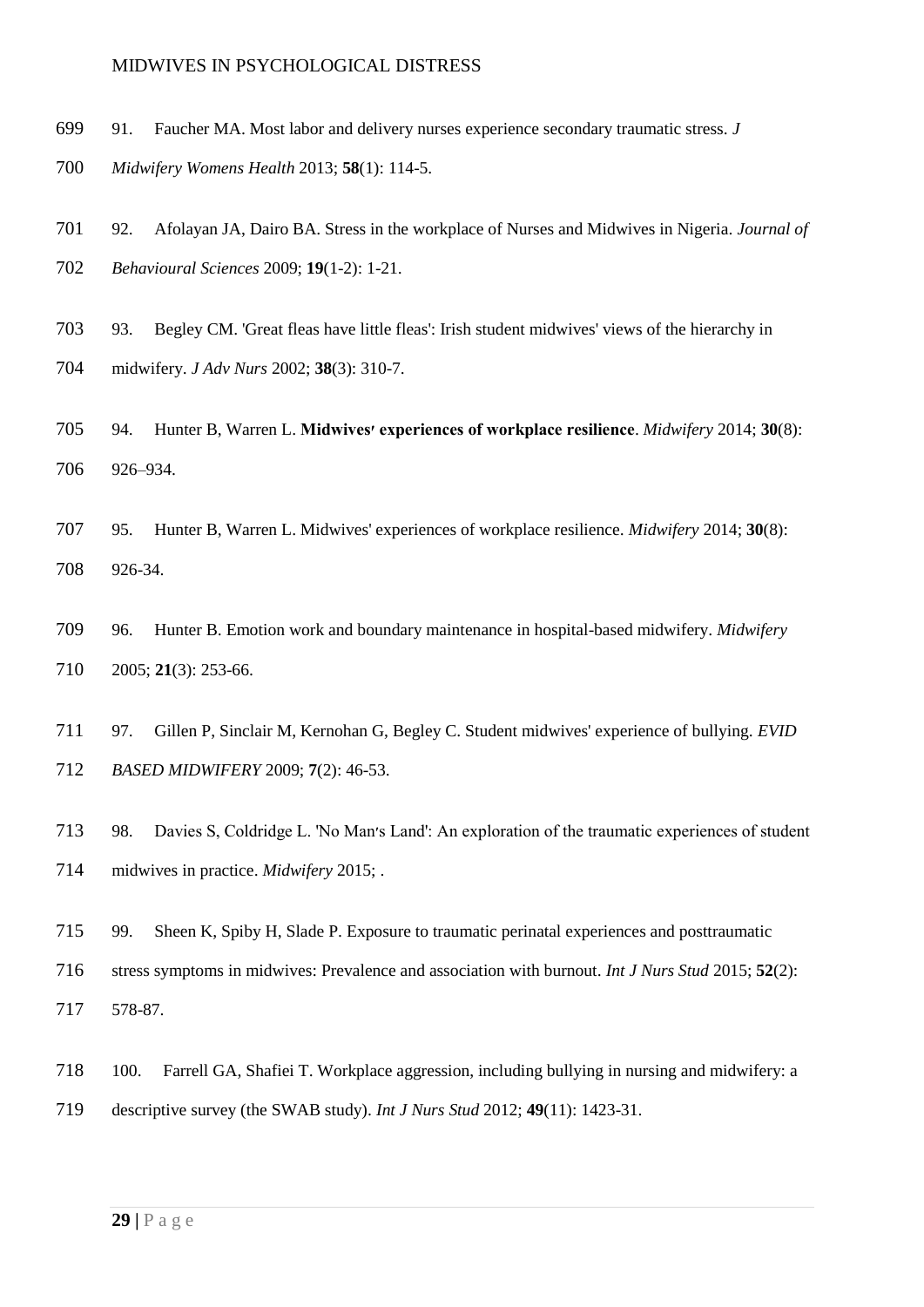91. Faucher MA. Most labor and delivery nurses experience secondary traumatic stress. *J Midwifery Womens Health* 2013; **58**(1): 114-5.

92. Afolayan JA, Dairo BA. Stress in the workplace of Nurses and Midwives in Nigeria. *Journal of Behavioural Sciences* 2009; **19**(1-2): 1-21.

93. Begley CM. 'Great fleas have little fleas': Irish student midwives' views of the hierarchy in midwifery. *J Adv Nurs* 2002; **38**(3): 310-7.

94. Hunter B, Warren L. **Midwives′ experiences of workplace resilience**. *Midwifery* 2014; **30**(8): 926–934.

95. Hunter B, Warren L. Midwives' experiences of workplace resilience. *Midwifery* 2014; **30**(8): 926-34.

96. Hunter B. Emotion work and boundary maintenance in hospital-based midwifery. *Midwifery* 2005; **21**(3): 253-66.

97. Gillen P, Sinclair M, Kernohan G, Begley C. Student midwives' experience of bullying. *EVID BASED MIDWIFERY* 2009; **7**(2): 46-53.

98. Davies S, Coldridge L. 'No Man′s Land': An exploration of the traumatic experiences of student midwives in practice. *Midwifery* 2015; .

99. Sheen K, Spiby H, Slade P. Exposure to traumatic perinatal experiences and posttraumatic stress symptoms in midwives: Prevalence and association with burnout. *Int J Nurs Stud* 2015; **52**(2): 578-87.

100. Farrell GA, Shafiei T. Workplace aggression, including bullying in nursing and midwifery: a descriptive survey (the SWAB study). *Int J Nurs Stud* 2012; **49**(11): 1423-31.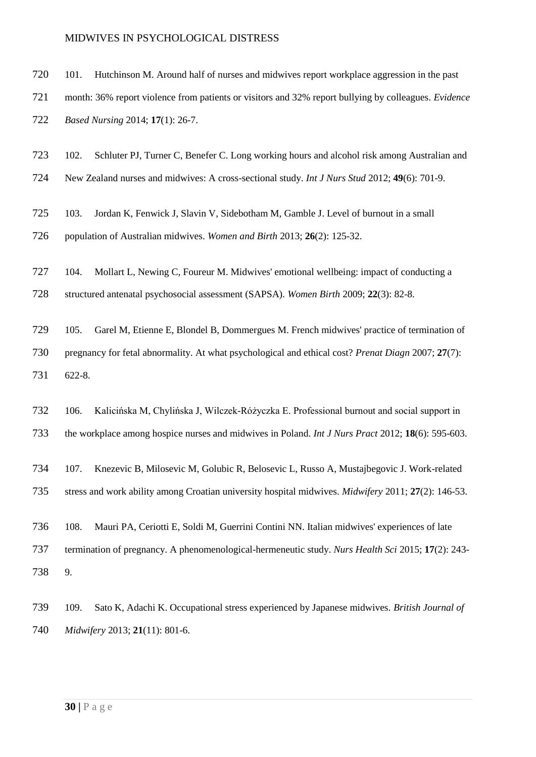101. Hutchinson M. Around half of nurses and midwives report workplace aggression in the past month: 36% report violence from patients or visitors and 32% report bullying by colleagues. *Evidence Based Nursing* 2014; **17**(1): 26-7.

102. Schluter PJ, Turner C, Benefer C. Long working hours and alcohol risk among Australian and New Zealand nurses and midwives: A cross-sectional study. *Int J Nurs Stud* 2012; **49**(6): 701-9.

103. Jordan K, Fenwick J, Slavin V, Sidebotham M, Gamble J. Level of burnout in a small population of Australian midwives. *Women and Birth* 2013; **26**(2): 125-32.

104. Mollart L, Newing C, Foureur M. Midwives' emotional wellbeing: impact of conducting a structured antenatal psychosocial assessment (SAPSA). *Women Birth* 2009; **22**(3): 82-8.

105. Garel M, Etienne E, Blondel B, Dommergues M. French midwives' practice of termination of pregnancy for fetal abnormality. At what psychological and ethical cost? *Prenat Diagn* 2007; **27**(7): 622-8.

106. Kalicińska M, Chylińska J, Wilczek-Różyczka E. Professional burnout and social support in the workplace among hospice nurses and midwives in Poland. *Int J Nurs Pract* 2012; **18**(6): 595-603.

107. Knezevic B, Milosevic M, Golubic R, Belosevic L, Russo A, Mustajbegovic J. Work-related stress and work ability among Croatian university hospital midwives. *Midwifery* 2011; **27**(2): 146-53.

108. Mauri PA, Ceriotti E, Soldi M, Guerrini Contini NN. Italian midwives' experiences of late termination of pregnancy. A phenomenological-hermeneutic study. *Nurs Health Sci* 2015; **17**(2): 243-9.

109. Sato K, Adachi K. Occupational stress experienced by Japanese midwives. *British Journal of Midwifery* 2013; **21**(11): 801-6.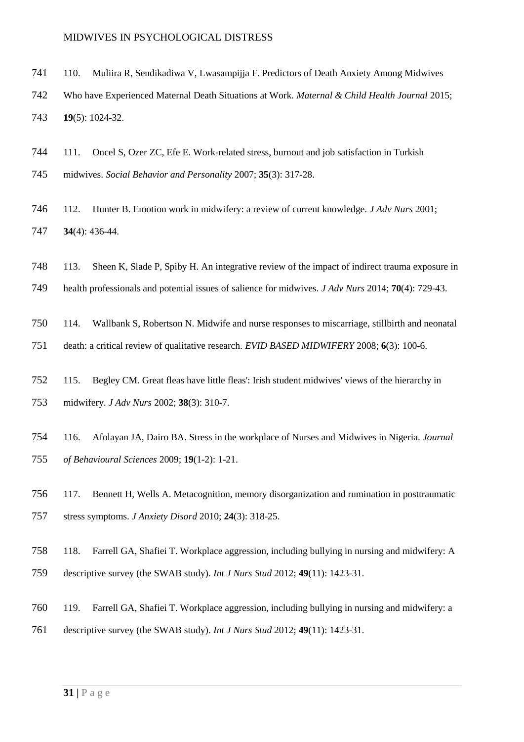110. Muliira R, Sendikadiwa V, Lwasampijja F. Predictors of Death Anxiety Among Midwives Who have Experienced Maternal Death Situations at Work. *Maternal & Child Health Journal* 2015; **19**(5): 1024-32.

111. Oncel S, Ozer ZC, Efe E. Work-related stress, burnout and job satisfaction in Turkish midwives. *Social Behavior and Personality* 2007; **35**(3): 317-28.

112. Hunter B. Emotion work in midwifery: a review of current knowledge. *J Adv Nurs* 2001; **34**(4): 436-44.

113. Sheen K, Slade P, Spiby H. An integrative review of the impact of indirect trauma exposure in health professionals and potential issues of salience for midwives. *J Adv Nurs* 2014; **70**(4): 729-43.

114. Wallbank S, Robertson N. Midwife and nurse responses to miscarriage, stillbirth and neonatal death: a critical review of qualitative research. *EVID BASED MIDWIFERY* 2008; **6**(3): 100-6.

115. Begley CM. Great fleas have little fleas': Irish student midwives' views of the hierarchy in midwifery. *J Adv Nurs* 2002; **38**(3): 310-7.

116. Afolayan JA, Dairo BA. Stress in the workplace of Nurses and Midwives in Nigeria. *Journal of Behavioural Sciences* 2009; **19**(1-2): 1-21.

117. Bennett H, Wells A. Metacognition, memory disorganization and rumination in posttraumatic stress symptoms. *J Anxiety Disord* 2010; **24**(3): 318-25.

118. Farrell GA, Shafiei T. Workplace aggression, including bullying in nursing and midwifery: A descriptive survey (the SWAB study). *Int J Nurs Stud* 2012; **49**(11): 1423-31.

119. Farrell GA, Shafiei T. Workplace aggression, including bullying in nursing and midwifery: a descriptive survey (the SWAB study). *Int J Nurs Stud* 2012; **49**(11): 1423-31.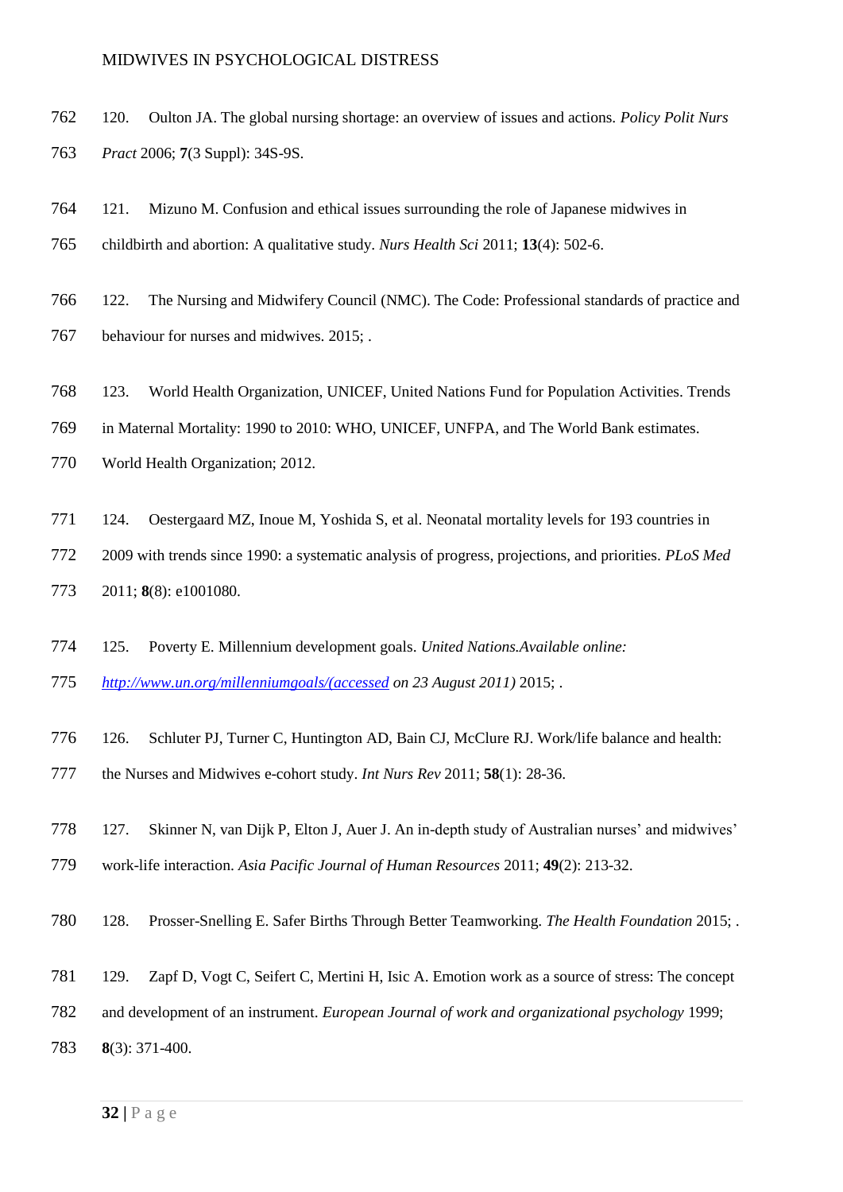120. Oulton JA. The global nursing shortage: an overview of issues and actions. *Policy Polit Nurs Pract* 2006; **7**(3 Suppl): 34S-9S.

121. Mizuno M. Confusion and ethical issues surrounding the role of Japanese midwives in childbirth and abortion: A qualitative study. *Nurs Health Sci* 2011; **13**(4): 502-6.

122. The Nursing and Midwifery Council (NMC). The Code: Professional standards of practice and behaviour for nurses and midwives. 2015; .

123. World Health Organization, UNICEF, United Nations Fund for Population Activities. Trends in Maternal Mortality: 1990 to 2010: WHO, UNICEF, UNFPA, and The World Bank estimates. World Health Organization; 2012.

124. Oestergaard MZ, Inoue M, Yoshida S, et al. Neonatal mortality levels for 193 countries in 2009 with trends since 1990: a systematic analysis of progress, projections, and priorities. *PLoS Med* 2011; **8**(8): e1001080.

125. Poverty E. Millennium development goals. *United Nations.Available online: http://www.un.org/millenniumgoals/(accessed on 23 August 2011)* 2015; .

126. Schluter PJ, Turner C, Huntington AD, Bain CJ, McClure RJ. Work/life balance and health: the Nurses and Midwives e-cohort study. *Int Nurs Rev* 2011; **58**(1): 28-36.

127. Skinner N, van Dijk P, Elton J, Auer J. An in-depth study of Australian nurses' and midwives' work-life interaction. *Asia Pacific Journal of Human Resources* 2011; **49**(2): 213-32.

128. Prosser-Snelling E. Safer Births Through Better Teamworking. *The Health Foundation* 2015; .

129. Zapf D, Vogt C, Seifert C, Mertini H, Isic A. Emotion work as a source of stress: The concept and development of an instrument. *European Journal of work and organizational psychology* 1999; **8**(3): 371-400.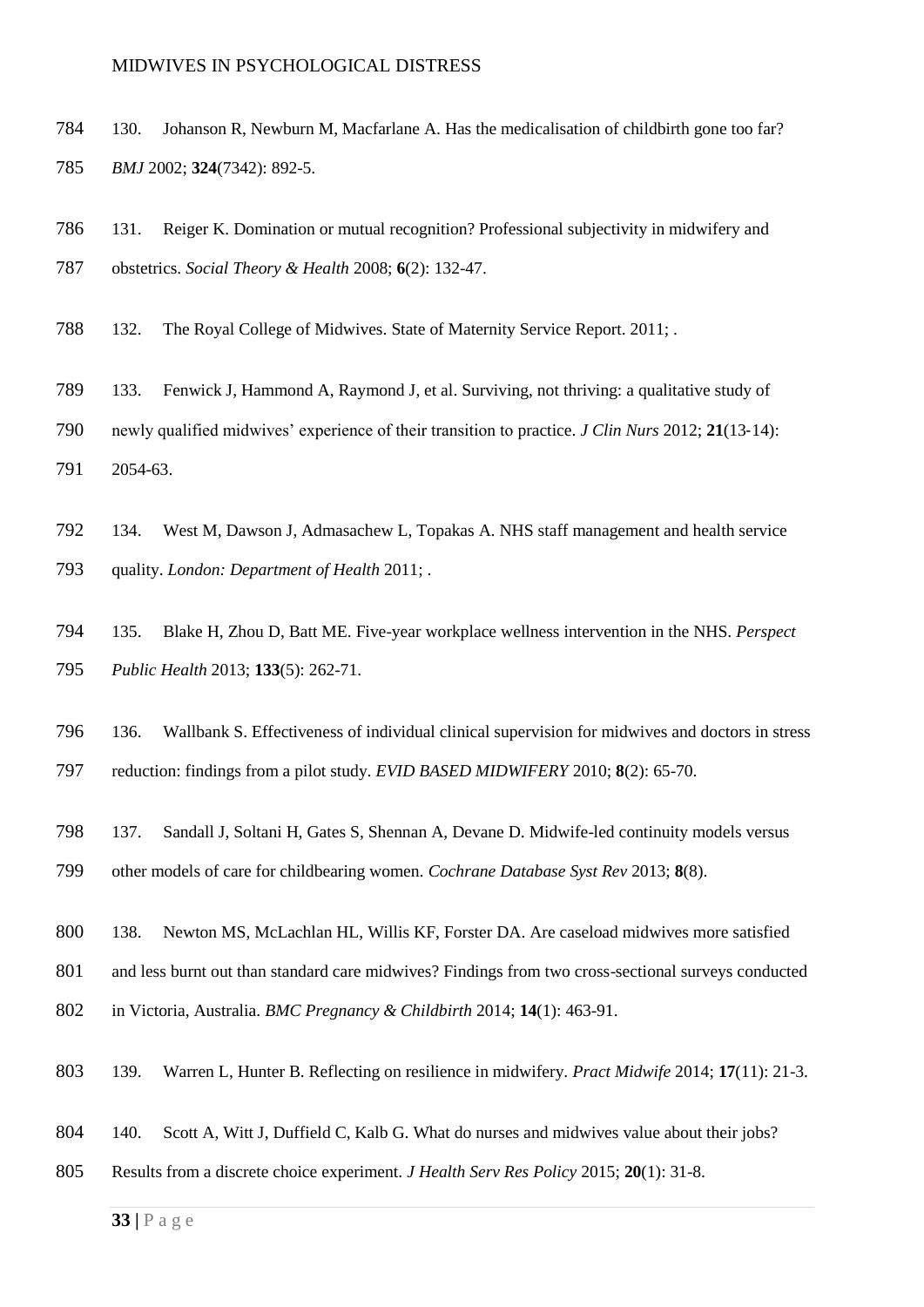130. Johanson R, Newburn M, Macfarlane A. Has the medicalisation of childbirth gone too far? *BMJ* 2002; **324**(7342): 892-5.

131. Reiger K. Domination or mutual recognition? Professional subjectivity in midwifery and obstetrics. *Social Theory & Health* 2008; **6**(2): 132-47.

132. The Royal College of Midwives. State of Maternity Service Report. 2011; .

133. Fenwick J, Hammond A, Raymond J, et al. Surviving, not thriving: a qualitative study of newly qualified midwives' experience of their transition to practice. *J Clin Nurs* 2012; **21**(13-14): 2054-63.

134. West M, Dawson J, Admasachew L, Topakas A. NHS staff management and health service quality. *London: Department of Health* 2011; .

135. Blake H, Zhou D, Batt ME. Five-year workplace wellness intervention in the NHS. *Perspect Public Health* 2013; **133**(5): 262-71.

136. Wallbank S. Effectiveness of individual clinical supervision for midwives and doctors in stress reduction: findings from a pilot study. *EVID BASED MIDWIFERY* 2010; **8**(2): 65-70.

137. Sandall J, Soltani H, Gates S, Shennan A, Devane D. Midwife-led continuity models versus other models of care for childbearing women. *Cochrane Database Syst Rev* 2013; **8**(8).

138. Newton MS, McLachlan HL, Willis KF, Forster DA. Are caseload midwives more satisfied and less burnt out than standard care midwives? Findings from two cross-sectional surveys conducted in Victoria, Australia. *BMC Pregnancy & Childbirth* 2014; **14**(1): 463-91.

139. Warren L, Hunter B. Reflecting on resilience in midwifery. *Pract Midwife* 2014; **17**(11): 21-3.

140. Scott A, Witt J, Duffield C, Kalb G. What do nurses and midwives value about their jobs? Results from a discrete choice experiment. *J Health Serv Res Policy* 2015; **20**(1): 31-8.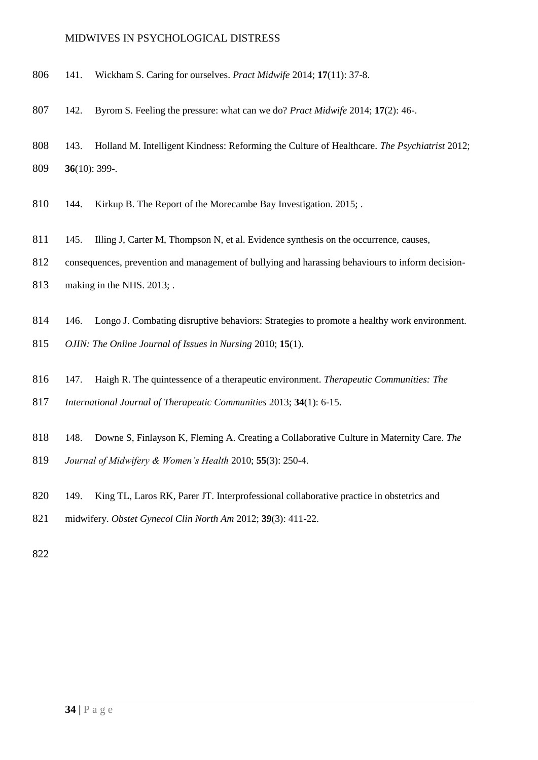141. Wickham S. Caring for ourselves. *Pract Midwife* 2014; **17**(11): 37-8.

142. Byrom S. Feeling the pressure: what can we do? *Pract Midwife* 2014; **17**(2): 46-.

143. Holland M. Intelligent Kindness: Reforming the Culture of Healthcare. *The Psychiatrist* 2012; **36**(10): 399-.

144. Kirkup B. The Report of the Morecambe Bay Investigation. 2015; .

145. Illing J, Carter M, Thompson N, et al. Evidence synthesis on the occurrence, causes, consequences, prevention and management of bullying and harassing behaviours to inform decision-making in the NHS. 2013; .

146. Longo J. Combating disruptive behaviors: Strategies to promote a healthy work environment. *OJIN: The Online Journal of Issues in Nursing* 2010; **15**(1).

147. Haigh R. The quintessence of a therapeutic environment. *Therapeutic Communities: The International Journal of Therapeutic Communities* 2013; **34**(1): 6-15.

148. Downe S, Finlayson K, Fleming A. Creating a Collaborative Culture in Maternity Care. *The Journal of Midwifery & Women's Health* 2010; **55**(3): 250-4.

149. King TL, Laros RK, Parer JT. Interprofessional collaborative practice in obstetrics and midwifery. *Obstet Gynecol Clin North Am* 2012; **39**(3): 411-22.